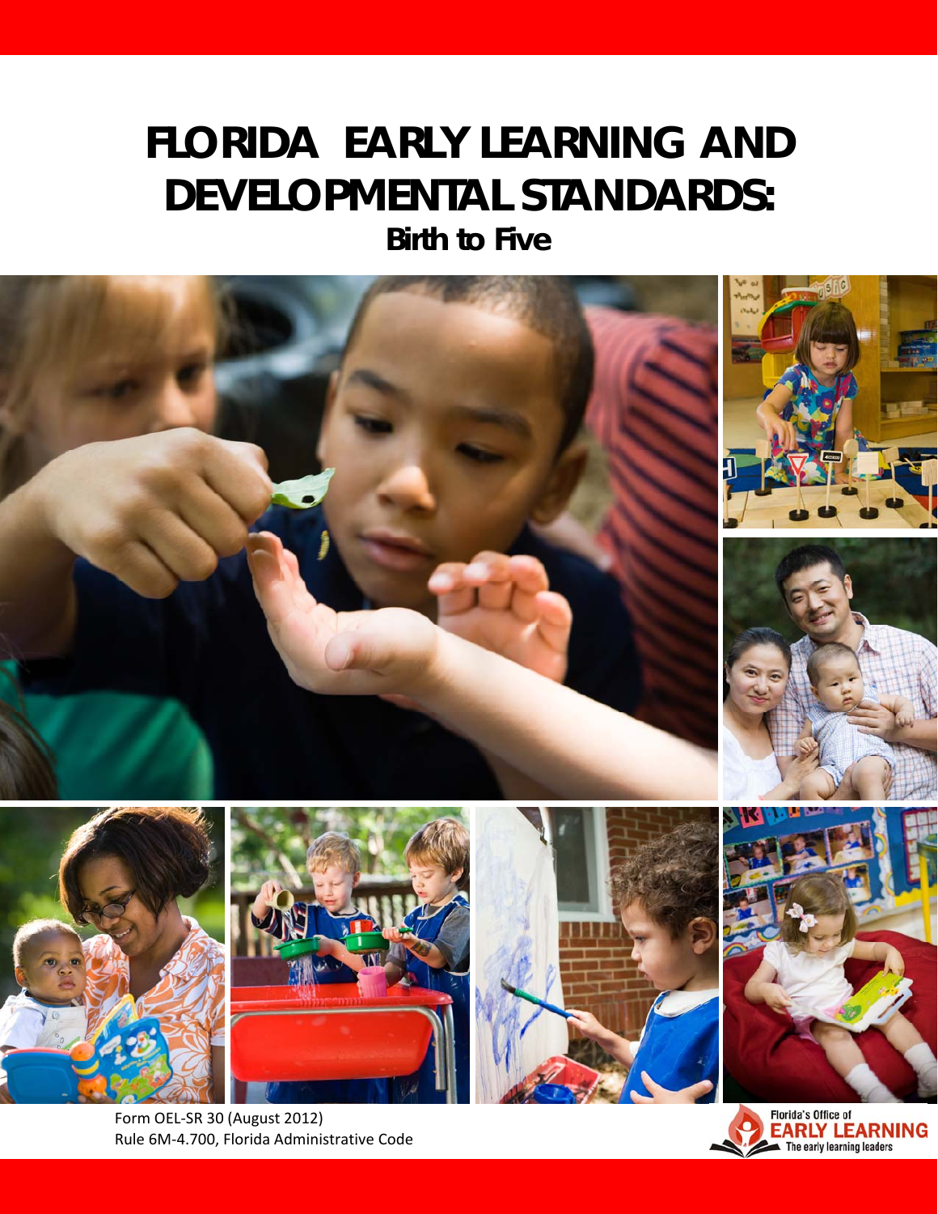# FLORIDA EARLY LEARNING AND DEVELOPMENTAL STANDARDS:

## Birth to Five

Form OEL-SR 30 (August 2012)
Rule 6M-4.700, Florida Administrative Code

Florida's Office of EARLY LEARNING
The early learning leaders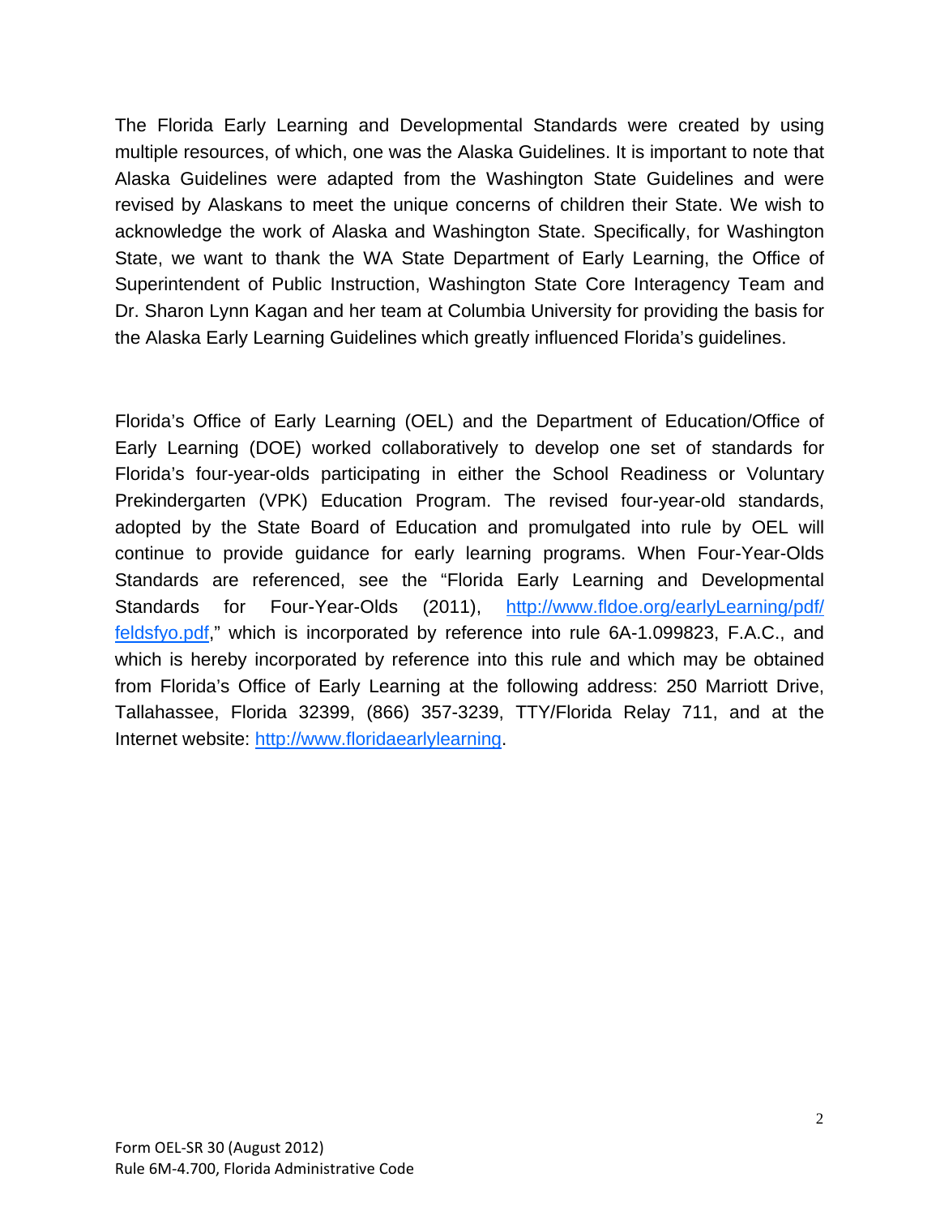The Florida Early Learning and Developmental Standards were created by using multiple resources, of which, one was the Alaska Guidelines. It is important to note that Alaska Guidelines were adapted from the Washington State Guidelines and were revised by Alaskans to meet the unique concerns of children their State. We wish to acknowledge the work of Alaska and Washington State. Specifically, for Washington State, we want to thank the WA State Department of Early Learning, the Office of Superintendent of Public Instruction, Washington State Core Interagency Team and Dr. Sharon Lynn Kagan and her team at Columbia University for providing the basis for the Alaska Early Learning Guidelines which greatly influenced Florida's guidelines.

Florida's Office of Early Learning (OEL) and the Department of Education/Office of Early Learning (DOE) worked collaboratively to develop one set of standards for Florida's four-year-olds participating in either the School Readiness or Voluntary Prekindergarten (VPK) Education Program. The revised four-year-old standards, adopted by the State Board of Education and promulgated into rule by OEL will continue to provide guidance for early learning programs. When Four-Year-Olds Standards are referenced, see the "Florida Early Learning and Developmental Standards for Four-Year-Olds (2011), [http://www.fldoe.org/earlyLearning/pdf/feldsfyo.pdf](http://www.fldoe.org/earlyLearning/pdf/feldsfyo.pdf)," which is incorporated by reference into rule 6A-1.099823, F.A.C., and which is hereby incorporated by reference into this rule and which may be obtained from Florida's Office of Early Learning at the following address: 250 Marriott Drive, Tallahassee, Florida 32399, (866) 357-3239, TTY/Florida Relay 711, and at the Internet website: [http://www.floridaearlylearning](http://www.floridaearlylearning).

Form OEL-SR 30 (August 2012)
Rule 6M-4.700, Florida Administrative Code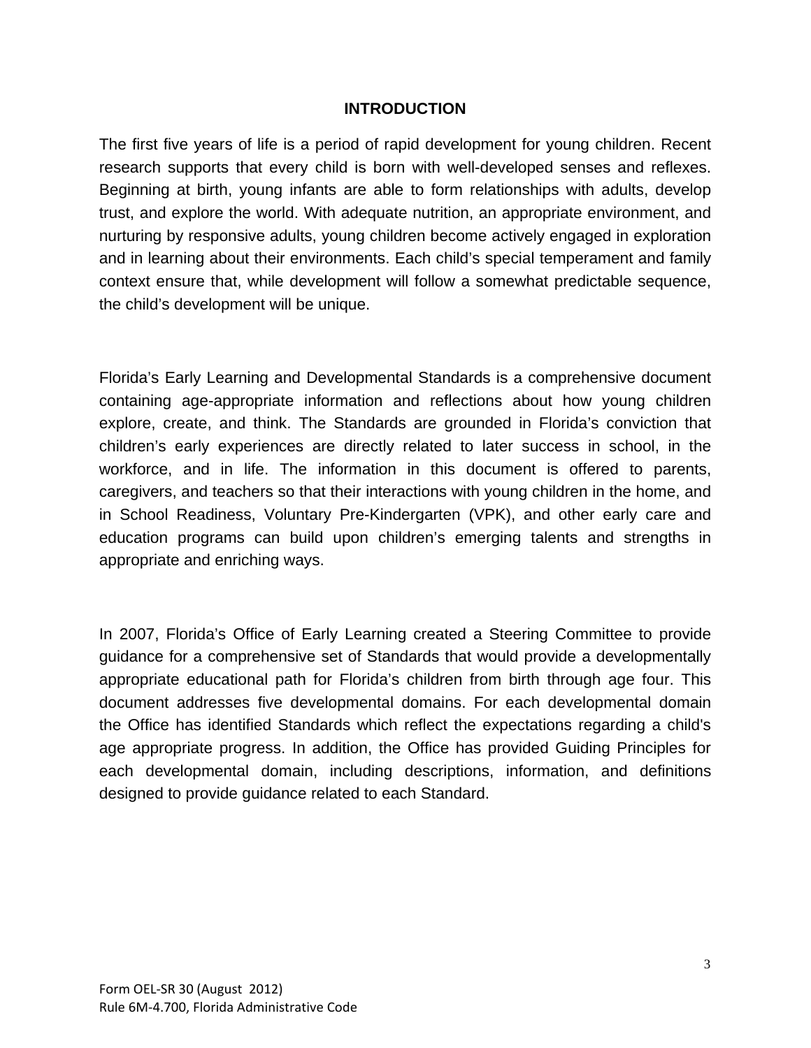## INTRODUCTION

The first five years of life is a period of rapid development for young children. Recent research supports that every child is born with well-developed senses and reflexes. Beginning at birth, young infants are able to form relationships with adults, develop trust, and explore the world. With adequate nutrition, an appropriate environment, and nurturing by responsive adults, young children become actively engaged in exploration and in learning about their environments. Each child's special temperament and family context ensure that, while development will follow a somewhat predictable sequence, the child's development will be unique.

Florida's Early Learning and Developmental Standards is a comprehensive document containing age-appropriate information and reflections about how young children explore, create, and think. The Standards are grounded in Florida's conviction that children's early experiences are directly related to later success in school, in the workforce, and in life. The information in this document is offered to parents, caregivers, and teachers so that their interactions with young children in the home, and in School Readiness, Voluntary Pre-Kindergarten (VPK), and other early care and education programs can build upon children's emerging talents and strengths in appropriate and enriching ways.

In 2007, Florida's Office of Early Learning created a Steering Committee to provide guidance for a comprehensive set of Standards that would provide a developmentally appropriate educational path for Florida's children from birth through age four. This document addresses five developmental domains. For each developmental domain the Office has identified Standards which reflect the expectations regarding a child's age appropriate progress. In addition, the Office has provided Guiding Principles for each developmental domain, including descriptions, information, and definitions designed to provide guidance related to each Standard.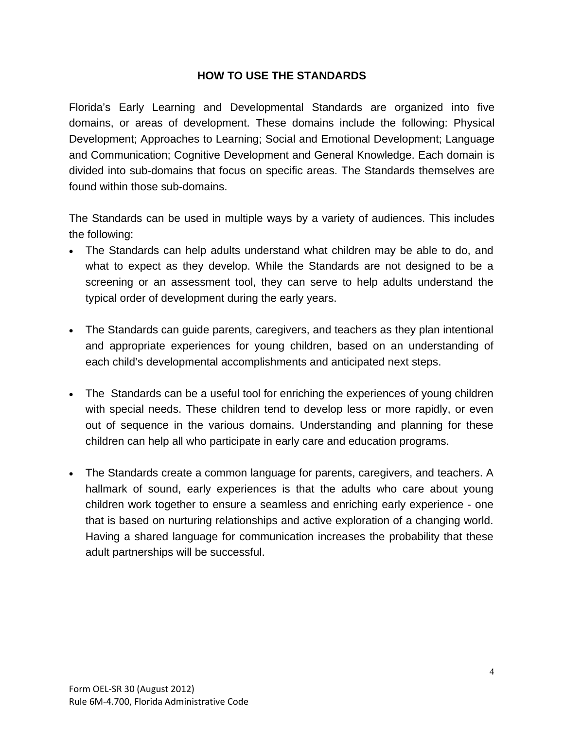## HOW TO USE THE STANDARDS

Florida's Early Learning and Developmental Standards are organized into five domains, or areas of development. These domains include the following: Physical Development; Approaches to Learning; Social and Emotional Development; Language and Communication; Cognitive Development and General Knowledge. Each domain is divided into sub-domains that focus on specific areas. The Standards themselves are found within those sub-domains.

The Standards can be used in multiple ways by a variety of audiences. This includes the following:

- The Standards can help adults understand what children may be able to do, and what to expect as they develop. While the Standards are not designed to be a screening or an assessment tool, they can serve to help adults understand the typical order of development during the early years.

- The Standards can guide parents, caregivers, and teachers as they plan intentional and appropriate experiences for young children, based on an understanding of each child's developmental accomplishments and anticipated next steps.

- The Standards can be a useful tool for enriching the experiences of young children with special needs. These children tend to develop less or more rapidly, or even out of sequence in the various domains. Understanding and planning for these children can help all who participate in early care and education programs.

- The Standards create a common language for parents, caregivers, and teachers. A hallmark of sound, early experiences is that the adults who care about young children work together to ensure a seamless and enriching early experience - one that is based on nurturing relationships and active exploration of a changing world. Having a shared language for communication increases the probability that these adult partnerships will be successful.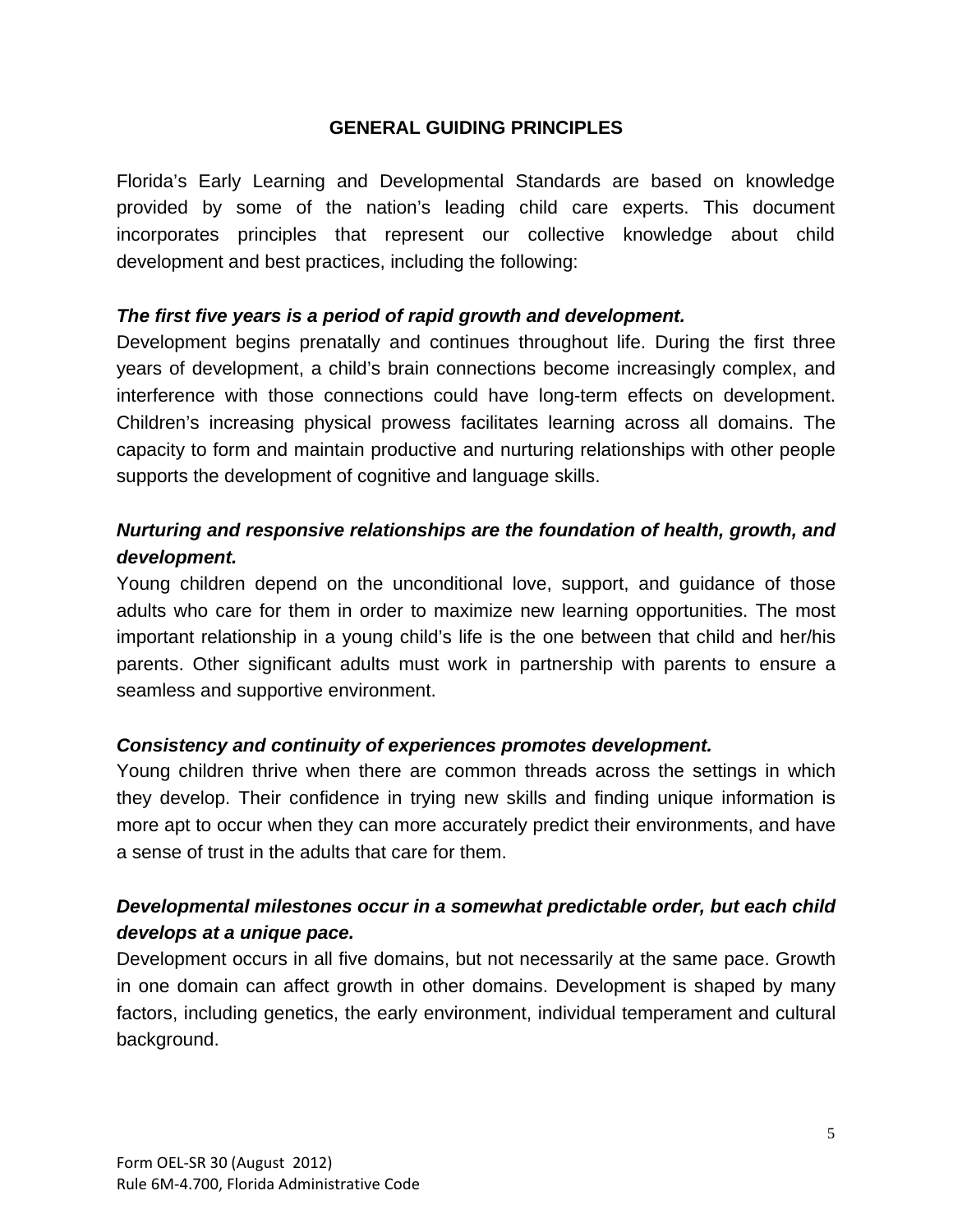## GENERAL GUIDING PRINCIPLES

Florida's Early Learning and Developmental Standards are based on knowledge provided by some of the nation's leading child care experts. This document incorporates principles that represent our collective knowledge about child development and best practices, including the following:

***The first five years is a period of rapid growth and development.***

Development begins prenatally and continues throughout life. During the first three years of development, a child's brain connections become increasingly complex, and interference with those connections could have long-term effects on development. Children's increasing physical prowess facilitates learning across all domains. The capacity to form and maintain productive and nurturing relationships with other people supports the development of cognitive and language skills.

***Nurturing and responsive relationships are the foundation of health, growth, and development.***

Young children depend on the unconditional love, support, and guidance of those adults who care for them in order to maximize new learning opportunities. The most important relationship in a young child's life is the one between that child and her/his parents. Other significant adults must work in partnership with parents to ensure a seamless and supportive environment.

***Consistency and continuity of experiences promotes development.***

Young children thrive when there are common threads across the settings in which they develop. Their confidence in trying new skills and finding unique information is more apt to occur when they can more accurately predict their environments, and have a sense of trust in the adults that care for them.

***Developmental milestones occur in a somewhat predictable order, but each child develops at a unique pace.***

Development occurs in all five domains, but not necessarily at the same pace. Growth in one domain can affect growth in other domains. Development is shaped by many factors, including genetics, the early environment, individual temperament and cultural background.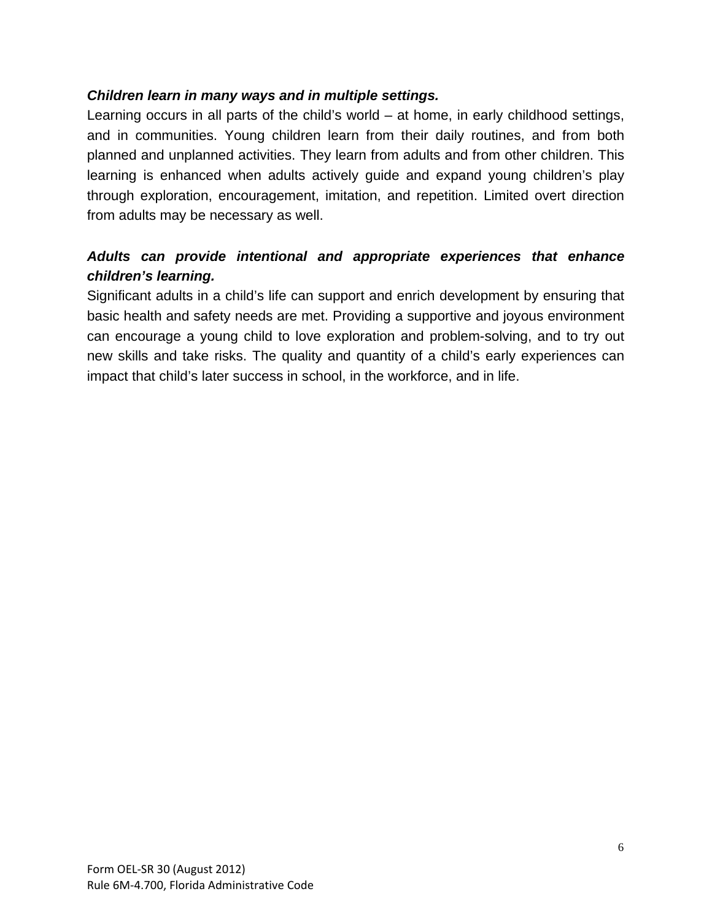***Children learn in many ways and in multiple settings.***

Learning occurs in all parts of the child's world – at home, in early childhood settings, and in communities. Young children learn from their daily routines, and from both planned and unplanned activities. They learn from adults and from other children. This learning is enhanced when adults actively guide and expand young children's play through exploration, encouragement, imitation, and repetition. Limited overt direction from adults may be necessary as well.

***Adults can provide intentional and appropriate experiences that enhance children's learning.***

Significant adults in a child's life can support and enrich development by ensuring that basic health and safety needs are met. Providing a supportive and joyous environment can encourage a young child to love exploration and problem-solving, and to try out new skills and take risks. The quality and quantity of a child's early experiences can impact that child's later success in school, in the workforce, and in life.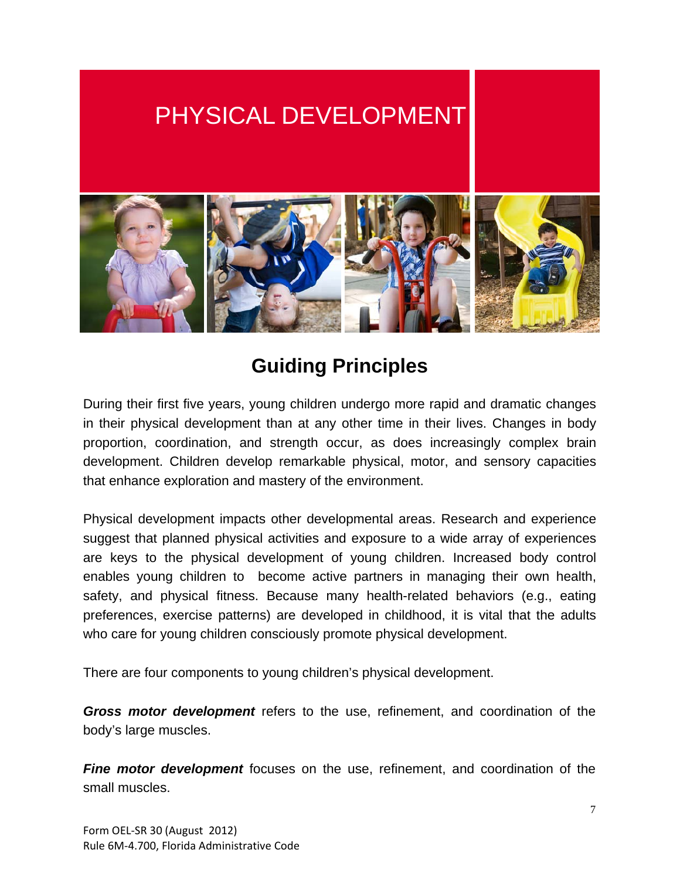# PHYSICAL DEVELOPMENT

## Guiding Principles

During their first five years, young children undergo more rapid and dramatic changes in their physical development than at any other time in their lives. Changes in body proportion, coordination, and strength occur, as does increasingly complex brain development. Children develop remarkable physical, motor, and sensory capacities that enhance exploration and mastery of the environment.

Physical development impacts other developmental areas. Research and experience suggest that planned physical activities and exposure to a wide array of experiences are keys to the physical development of young children. Increased body control enables young children to become active partners in managing their own health, safety, and physical fitness. Because many health-related behaviors (e.g., eating preferences, exercise patterns) are developed in childhood, it is vital that the adults who care for young children consciously promote physical development.

There are four components to young children's physical development.

***Gross motor development*** refers to the use, refinement, and coordination of the body's large muscles.

***Fine motor development*** focuses on the use, refinement, and coordination of the small muscles.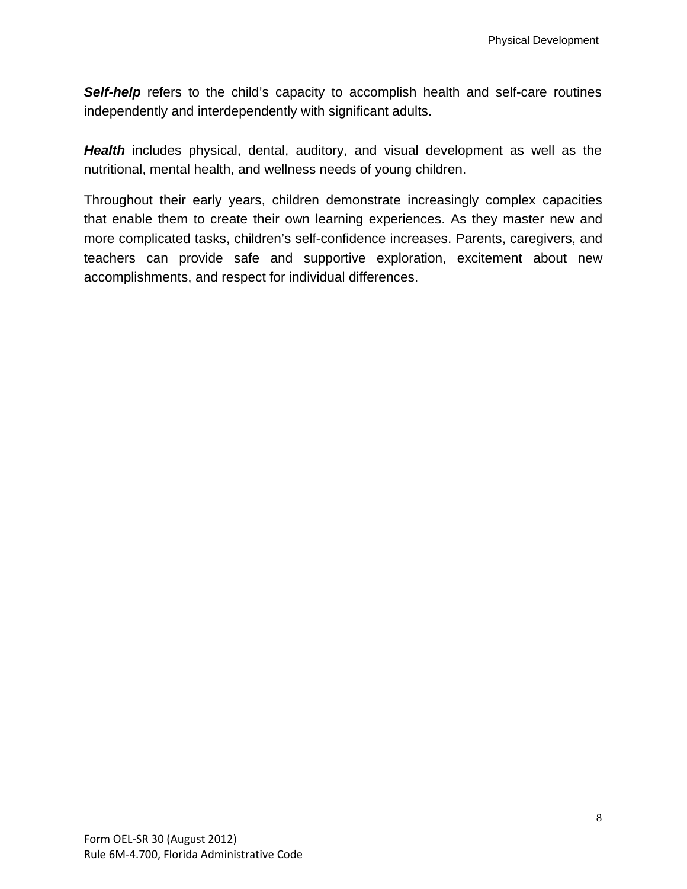***Self-help*** refers to the child's capacity to accomplish health and self-care routines independently and interdependently with significant adults.

***Health*** includes physical, dental, auditory, and visual development as well as the nutritional, mental health, and wellness needs of young children.

Throughout their early years, children demonstrate increasingly complex capacities that enable them to create their own learning experiences. As they master new and more complicated tasks, children's self-confidence increases. Parents, caregivers, and teachers can provide safe and supportive exploration, excitement about new accomplishments, and respect for individual differences.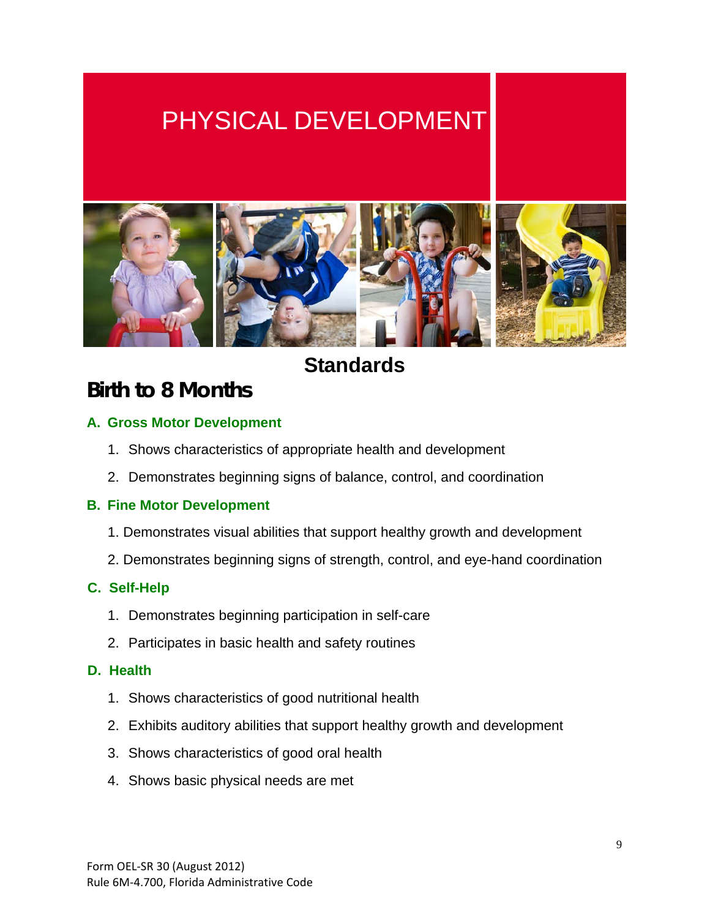# PHYSICAL DEVELOPMENT

## Standards

## Birth to 8 Months

### A. Gross Motor Development

1. Shows characteristics of appropriate health and development
2. Demonstrates beginning signs of balance, control, and coordination

### B. Fine Motor Development

1. Demonstrates visual abilities that support healthy growth and development
2. Demonstrates beginning signs of strength, control, and eye-hand coordination

### C. Self-Help

1. Demonstrates beginning participation in self-care
2. Participates in basic health and safety routines

### D. Health

1. Shows characteristics of good nutritional health
2. Exhibits auditory abilities that support healthy growth and development
3. Shows characteristics of good oral health
4. Shows basic physical needs are met

Form OEL-SR 30 (August 2012)
Rule 6M-4.700, Florida Administrative Code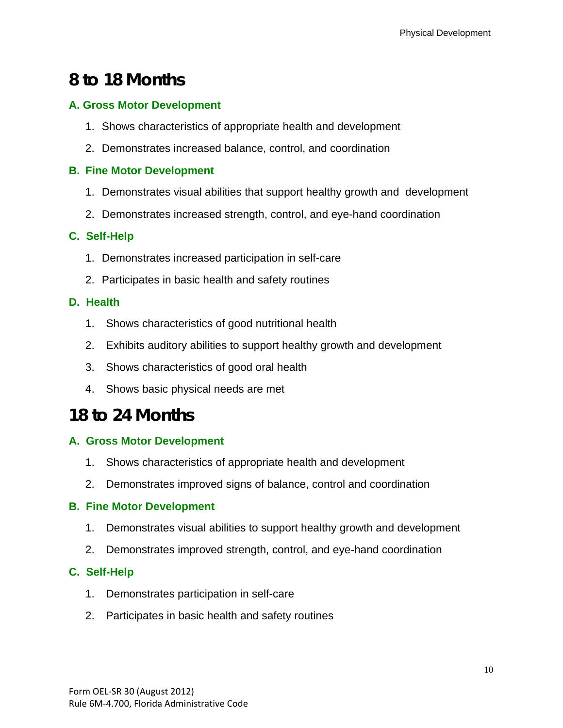# 8 to 18 Months

### A. Gross Motor Development

1. Shows characteristics of appropriate health and development
2. Demonstrates increased balance, control, and coordination

### B. Fine Motor Development

1. Demonstrates visual abilities that support healthy growth and development
2. Demonstrates increased strength, control, and eye-hand coordination

### C. Self-Help

1. Demonstrates increased participation in self-care
2. Participates in basic health and safety routines

### D. Health

1. Shows characteristics of good nutritional health
2. Exhibits auditory abilities to support healthy growth and development
3. Shows characteristics of good oral health
4. Shows basic physical needs are met

# 18 to 24 Months

### A. Gross Motor Development

1. Shows characteristics of appropriate health and development
2. Demonstrates improved signs of balance, control and coordination

### B. Fine Motor Development

1. Demonstrates visual abilities to support healthy growth and development
2. Demonstrates improved strength, control, and eye-hand coordination

### C. Self-Help

1. Demonstrates participation in self-care
2. Participates in basic health and safety routines

Form OEL-SR 30 (August 2012)
Rule 6M-4.700, Florida Administrative Code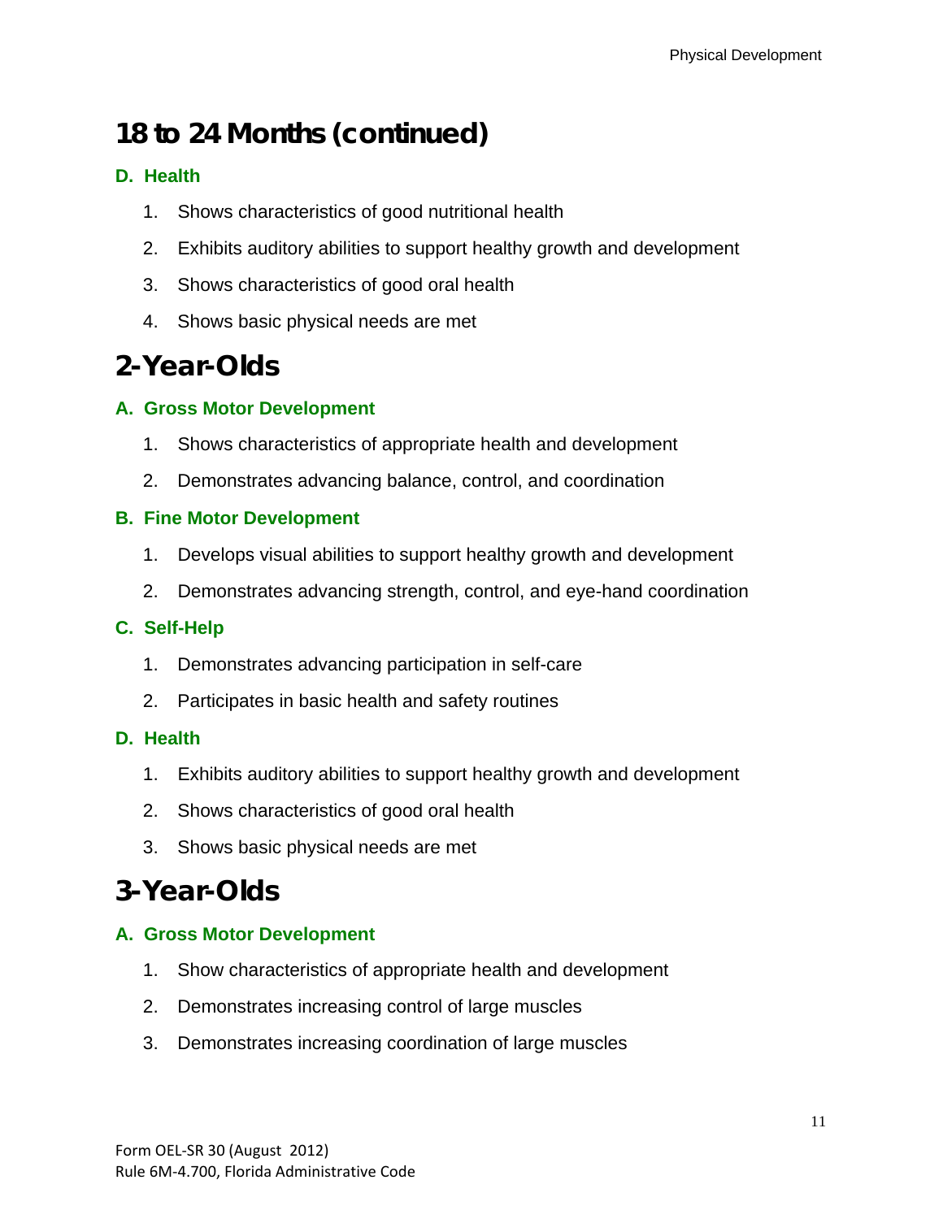## 18 to 24 Months (continued)

### D. Health

1. Shows characteristics of good nutritional health
2. Exhibits auditory abilities to support healthy growth and development
3. Shows characteristics of good oral health
4. Shows basic physical needs are met

## 2-Year-Olds

### A. Gross Motor Development

1. Shows characteristics of appropriate health and development
2. Demonstrates advancing balance, control, and coordination

### B. Fine Motor Development

1. Develops visual abilities to support healthy growth and development
2. Demonstrates advancing strength, control, and eye-hand coordination

### C. Self-Help

1. Demonstrates advancing participation in self-care
2. Participates in basic health and safety routines

### D. Health

1. Exhibits auditory abilities to support healthy growth and development
2. Shows characteristics of good oral health
3. Shows basic physical needs are met

## 3-Year-Olds

### A. Gross Motor Development

1. Show characteristics of appropriate health and development
2. Demonstrates increasing control of large muscles
3. Demonstrates increasing coordination of large muscles

Form OEL-SR 30 (August 2012)
Rule 6M-4.700, Florida Administrative Code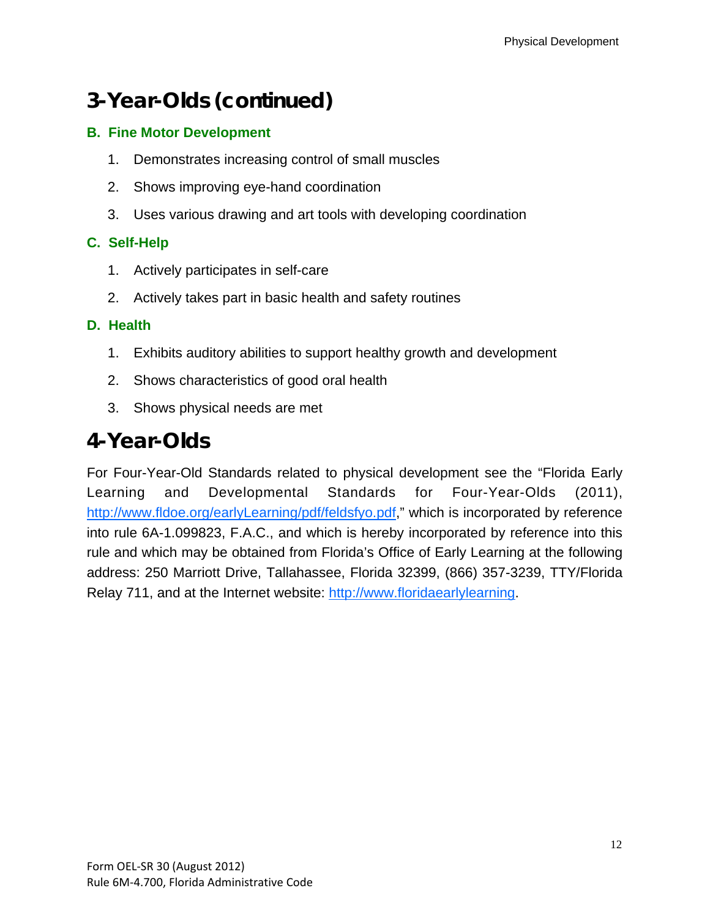## 3-Year-Olds (continued)

### B. Fine Motor Development

1. Demonstrates increasing control of small muscles
2. Shows improving eye-hand coordination
3. Uses various drawing and art tools with developing coordination

### C. Self-Help

1. Actively participates in self-care
2. Actively takes part in basic health and safety routines

### D. Health

1. Exhibits auditory abilities to support healthy growth and development
2. Shows characteristics of good oral health
3. Shows physical needs are met

## 4-Year-Olds

For Four-Year-Old Standards related to physical development see the "Florida Early Learning and Developmental Standards for Four-Year-Olds (2011), http://www.fldoe.org/earlyLearning/pdf/feldsfyo.pdf," which is incorporated by reference into rule 6A-1.099823, F.A.C., and which is hereby incorporated by reference into this rule and which may be obtained from Florida's Office of Early Learning at the following address: 250 Marriott Drive, Tallahassee, Florida 32399, (866) 357-3239, TTY/Florida Relay 711, and at the Internet website: http://www.floridaearlylearning.

Form OEL-SR 30 (August 2012)
Rule 6M-4.700, Florida Administrative Code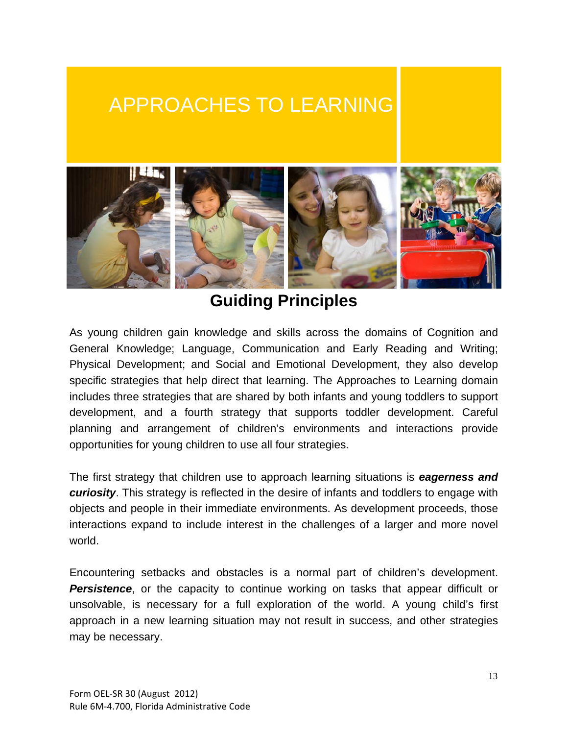# APPROACHES TO LEARNING

## Guiding Principles

As young children gain knowledge and skills across the domains of Cognition and General Knowledge; Language, Communication and Early Reading and Writing; Physical Development; and Social and Emotional Development, they also develop specific strategies that help direct that learning. The Approaches to Learning domain includes three strategies that are shared by both infants and young toddlers to support development, and a fourth strategy that supports toddler development. Careful planning and arrangement of children's environments and interactions provide opportunities for young children to use all four strategies.

The first strategy that children use to approach learning situations is ***eagerness and curiosity***. This strategy is reflected in the desire of infants and toddlers to engage with objects and people in their immediate environments. As development proceeds, those interactions expand to include interest in the challenges of a larger and more novel world.

Encountering setbacks and obstacles is a normal part of children's development. ***Persistence***, or the capacity to continue working on tasks that appear difficult or unsolvable, is necessary for a full exploration of the world. A young child's first approach in a new learning situation may not result in success, and other strategies may be necessary.

Form OEL-SR 30 (August 2012)
Rule 6M-4.700, Florida Administrative Code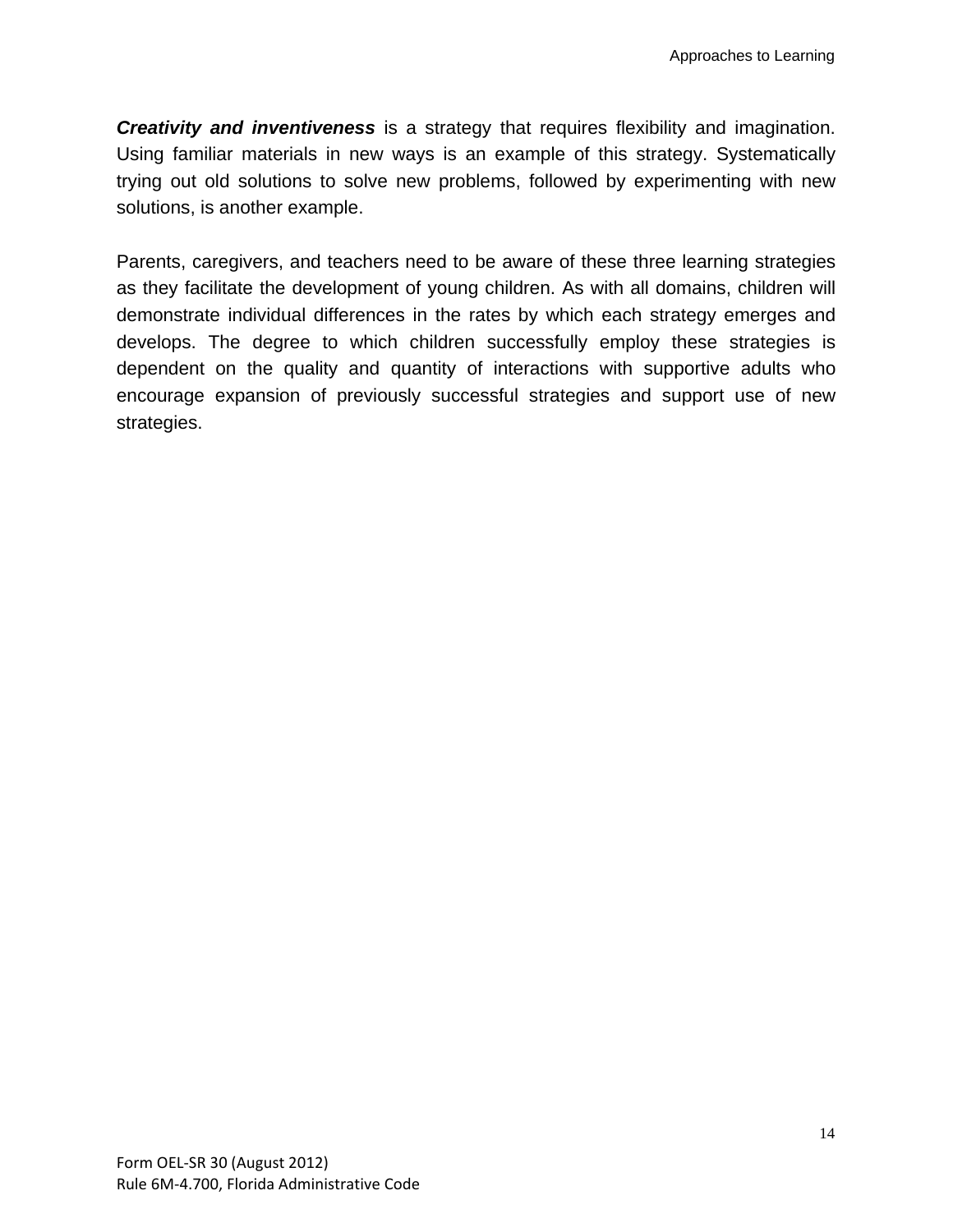***Creativity and inventiveness*** is a strategy that requires flexibility and imagination. Using familiar materials in new ways is an example of this strategy. Systematically trying out old solutions to solve new problems, followed by experimenting with new solutions, is another example.

Parents, caregivers, and teachers need to be aware of these three learning strategies as they facilitate the development of young children. As with all domains, children will demonstrate individual differences in the rates by which each strategy emerges and develops. The degree to which children successfully employ these strategies is dependent on the quality and quantity of interactions with supportive adults who encourage expansion of previously successful strategies and support use of new strategies.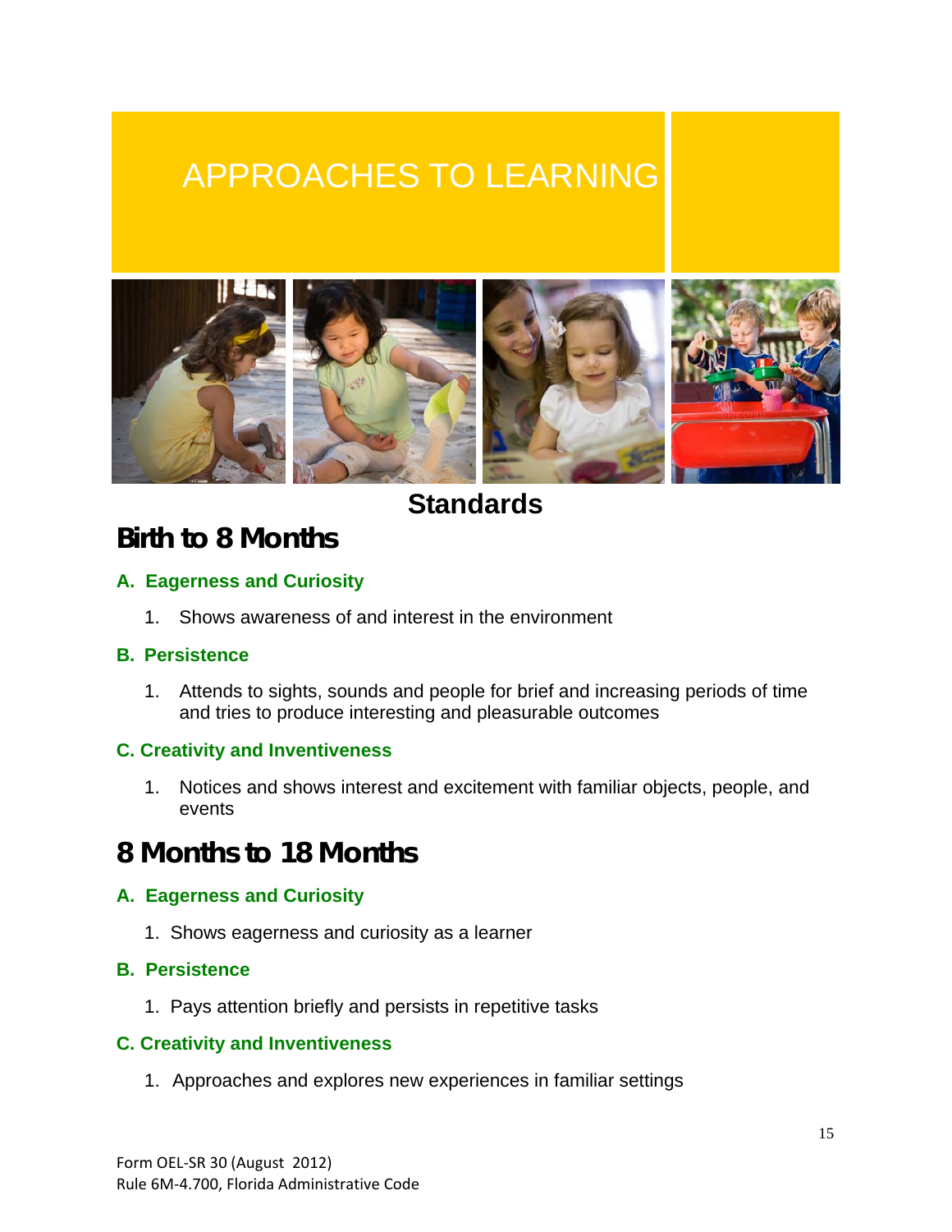# APPROACHES TO LEARNING

## Standards

## Birth to 8 Months

### A. Eagerness and Curiosity

1. Shows awareness of and interest in the environment

### B. Persistence

1. Attends to sights, sounds and people for brief and increasing periods of time and tries to produce interesting and pleasurable outcomes

### C. Creativity and Inventiveness

1. Notices and shows interest and excitement with familiar objects, people, and events

## 8 Months to 18 Months

### A. Eagerness and Curiosity

1. Shows eagerness and curiosity as a learner

### B. Persistence

1. Pays attention briefly and persists in repetitive tasks

### C. Creativity and Inventiveness

1. Approaches and explores new experiences in familiar settings

Form OEL-SR 30 (August 2012)
Rule 6M-4.700, Florida Administrative Code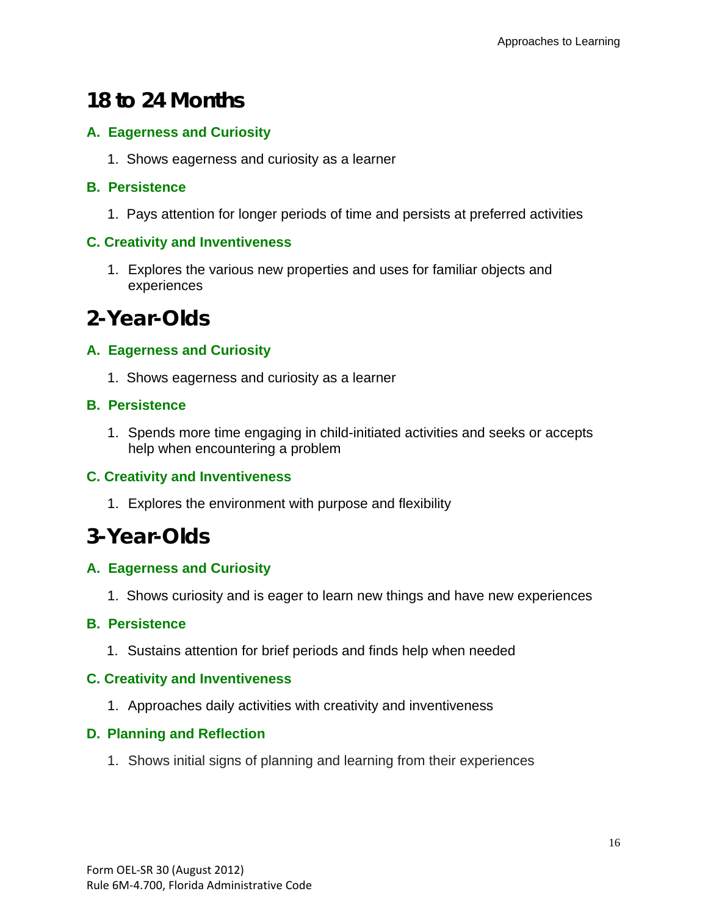# 18 to 24 Months

### A. Eagerness and Curiosity

1. Shows eagerness and curiosity as a learner

### B. Persistence

1. Pays attention for longer periods of time and persists at preferred activities

### C. Creativity and Inventiveness

1. Explores the various new properties and uses for familiar objects and experiences

# 2-Year-Olds

### A. Eagerness and Curiosity

1. Shows eagerness and curiosity as a learner

### B. Persistence

1. Spends more time engaging in child-initiated activities and seeks or accepts help when encountering a problem

### C. Creativity and Inventiveness

1. Explores the environment with purpose and flexibility

# 3-Year-Olds

### A. Eagerness and Curiosity

1. Shows curiosity and is eager to learn new things and have new experiences

### B. Persistence

1. Sustains attention for brief periods and finds help when needed

### C. Creativity and Inventiveness

1. Approaches daily activities with creativity and inventiveness

### D. Planning and Reflection

1. Shows initial signs of planning and learning from their experiences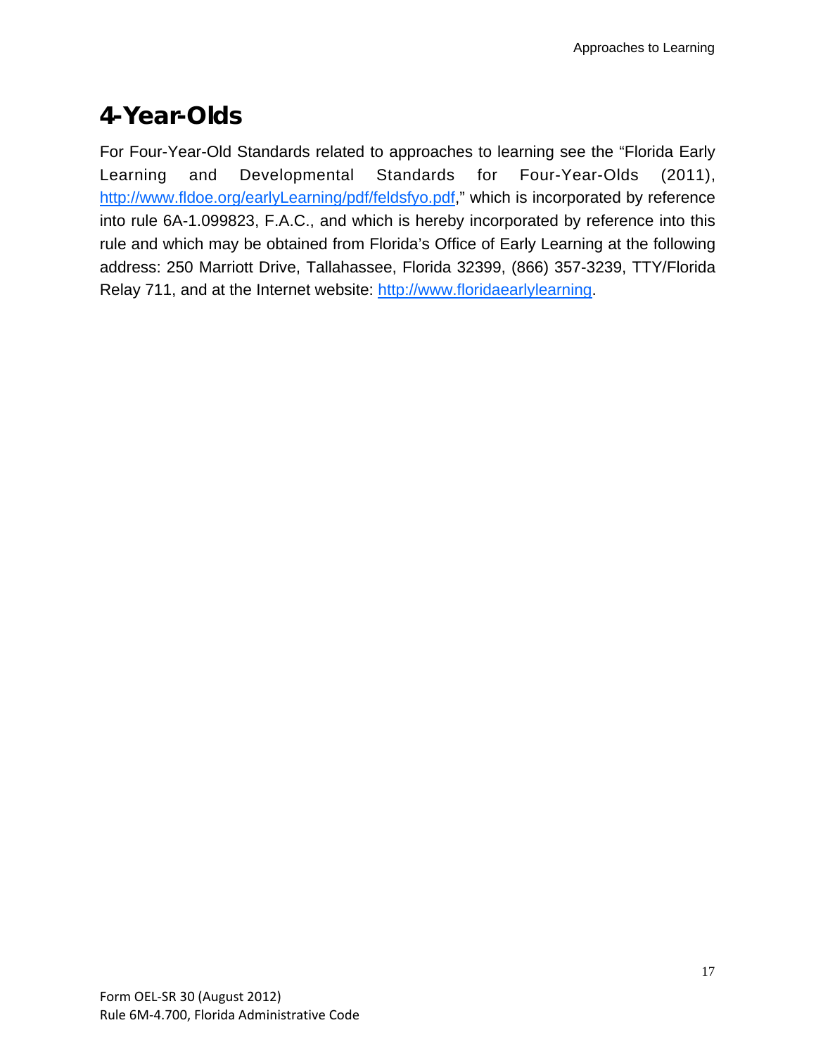# 4-Year-Olds

For Four-Year-Old Standards related to approaches to learning see the "Florida Early Learning and Developmental Standards for Four-Year-Olds (2011), http://www.fldoe.org/earlyLearning/pdf/feldsfyo.pdf," which is incorporated by reference into rule 6A-1.099823, F.A.C., and which is hereby incorporated by reference into this rule and which may be obtained from Florida's Office of Early Learning at the following address: 250 Marriott Drive, Tallahassee, Florida 32399, (866) 357-3239, TTY/Florida Relay 711, and at the Internet website: http://www.floridaearlylearning.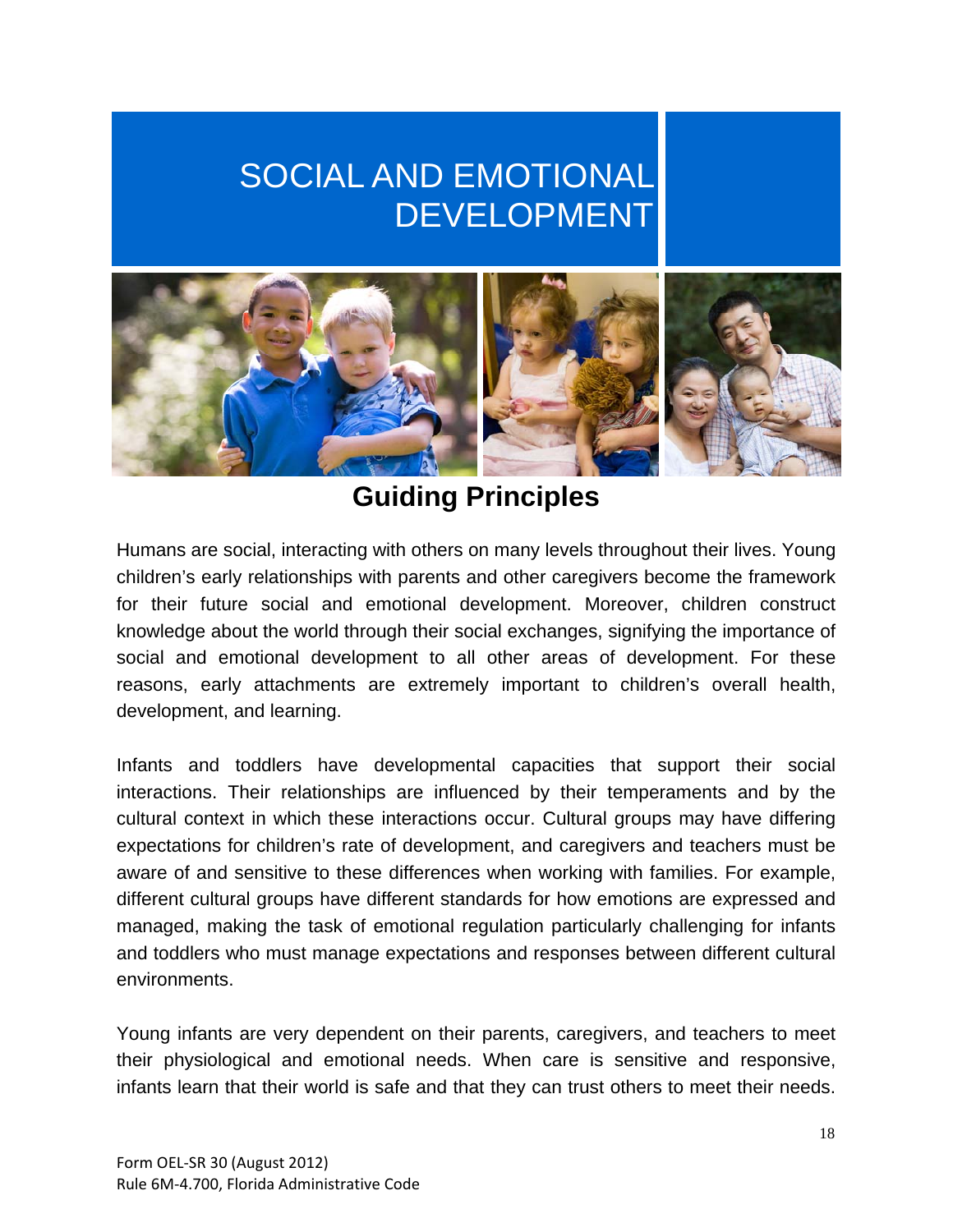# SOCIAL AND EMOTIONAL DEVELOPMENT

## Guiding Principles

Humans are social, interacting with others on many levels throughout their lives. Young children's early relationships with parents and other caregivers become the framework for their future social and emotional development. Moreover, children construct knowledge about the world through their social exchanges, signifying the importance of social and emotional development to all other areas of development. For these reasons, early attachments are extremely important to children's overall health, development, and learning.

Infants and toddlers have developmental capacities that support their social interactions. Their relationships are influenced by their temperaments and by the cultural context in which these interactions occur. Cultural groups may have differing expectations for children's rate of development, and caregivers and teachers must be aware of and sensitive to these differences when working with families. For example, different cultural groups have different standards for how emotions are expressed and managed, making the task of emotional regulation particularly challenging for infants and toddlers who must manage expectations and responses between different cultural environments.

Young infants are very dependent on their parents, caregivers, and teachers to meet their physiological and emotional needs. When care is sensitive and responsive, infants learn that their world is safe and that they can trust others to meet their needs.

Form OEL-SR 30 (August 2012)
Rule 6M-4.700, Florida Administrative Code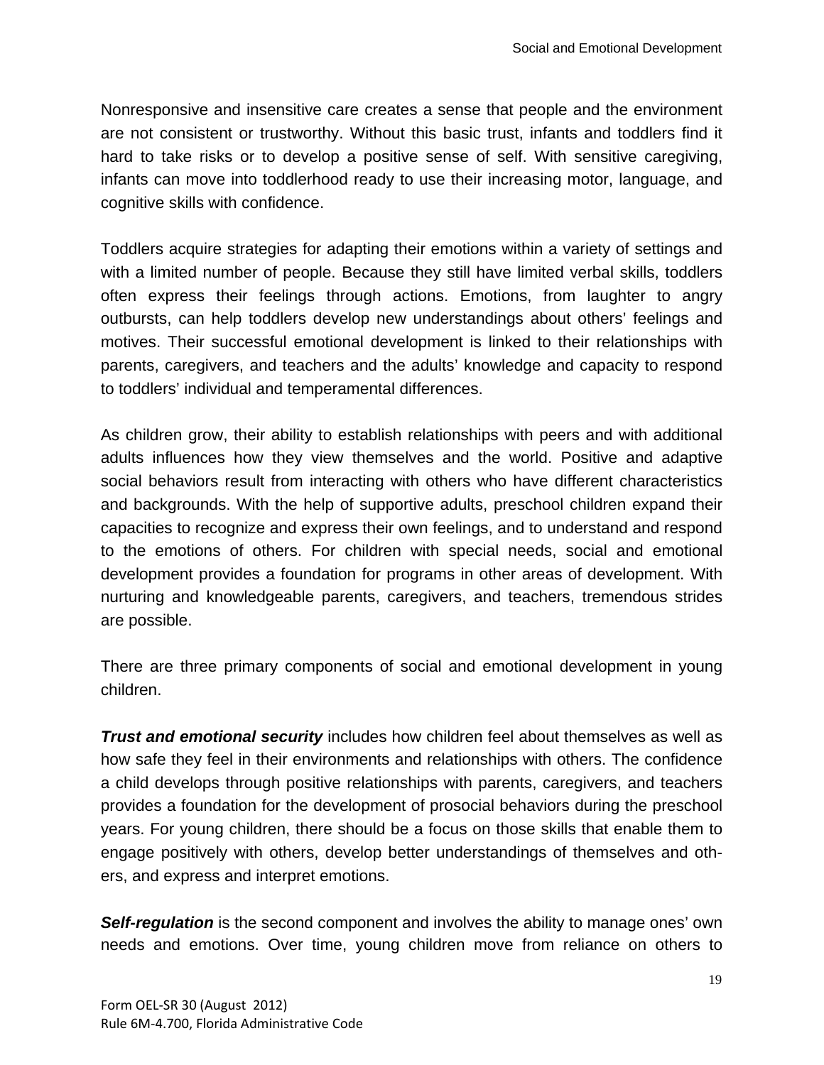Nonresponsive and insensitive care creates a sense that people and the environment are not consistent or trustworthy. Without this basic trust, infants and toddlers find it hard to take risks or to develop a positive sense of self. With sensitive caregiving, infants can move into toddlerhood ready to use their increasing motor, language, and cognitive skills with confidence.

Toddlers acquire strategies for adapting their emotions within a variety of settings and with a limited number of people. Because they still have limited verbal skills, toddlers often express their feelings through actions. Emotions, from laughter to angry outbursts, can help toddlers develop new understandings about others' feelings and motives. Their successful emotional development is linked to their relationships with parents, caregivers, and teachers and the adults' knowledge and capacity to respond to toddlers' individual and temperamental differences.

As children grow, their ability to establish relationships with peers and with additional adults influences how they view themselves and the world. Positive and adaptive social behaviors result from interacting with others who have different characteristics and backgrounds. With the help of supportive adults, preschool children expand their capacities to recognize and express their own feelings, and to understand and respond to the emotions of others. For children with special needs, social and emotional development provides a foundation for programs in other areas of development. With nurturing and knowledgeable parents, caregivers, and teachers, tremendous strides are possible.

There are three primary components of social and emotional development in young children.

***Trust and emotional security*** includes how children feel about themselves as well as how safe they feel in their environments and relationships with others. The confidence a child develops through positive relationships with parents, caregivers, and teachers provides a foundation for the development of prosocial behaviors during the preschool years. For young children, there should be a focus on those skills that enable them to engage positively with others, develop better understandings of themselves and others, and express and interpret emotions.

***Self-regulation*** is the second component and involves the ability to manage ones' own needs and emotions. Over time, young children move from reliance on others to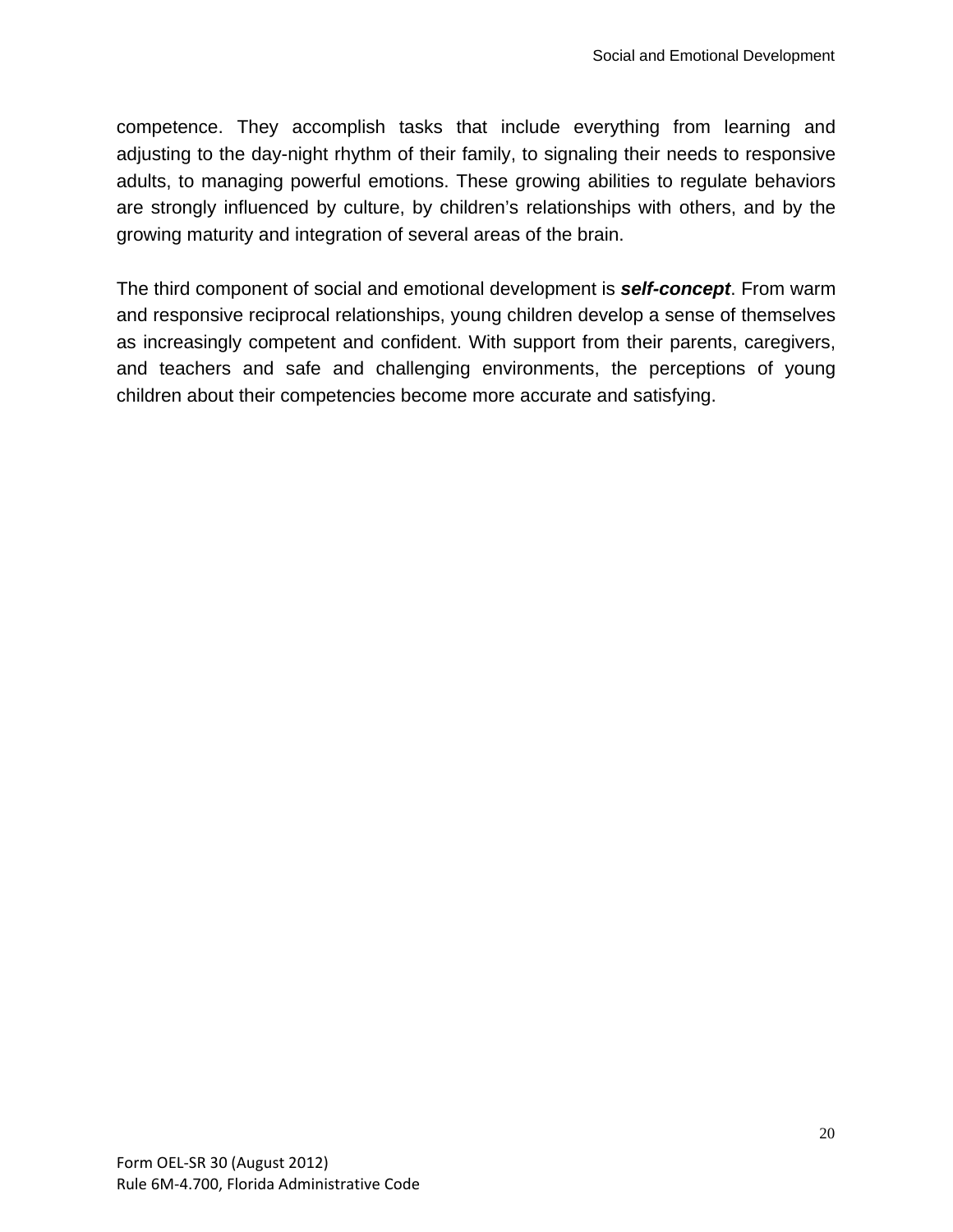competence. They accomplish tasks that include everything from learning and adjusting to the day-night rhythm of their family, to signaling their needs to responsive adults, to managing powerful emotions. These growing abilities to regulate behaviors are strongly influenced by culture, by children's relationships with others, and by the growing maturity and integration of several areas of the brain.

The third component of social and emotional development is ***self-concept***. From warm and responsive reciprocal relationships, young children develop a sense of themselves as increasingly competent and confident. With support from their parents, caregivers, and teachers and safe and challenging environments, the perceptions of young children about their competencies become more accurate and satisfying.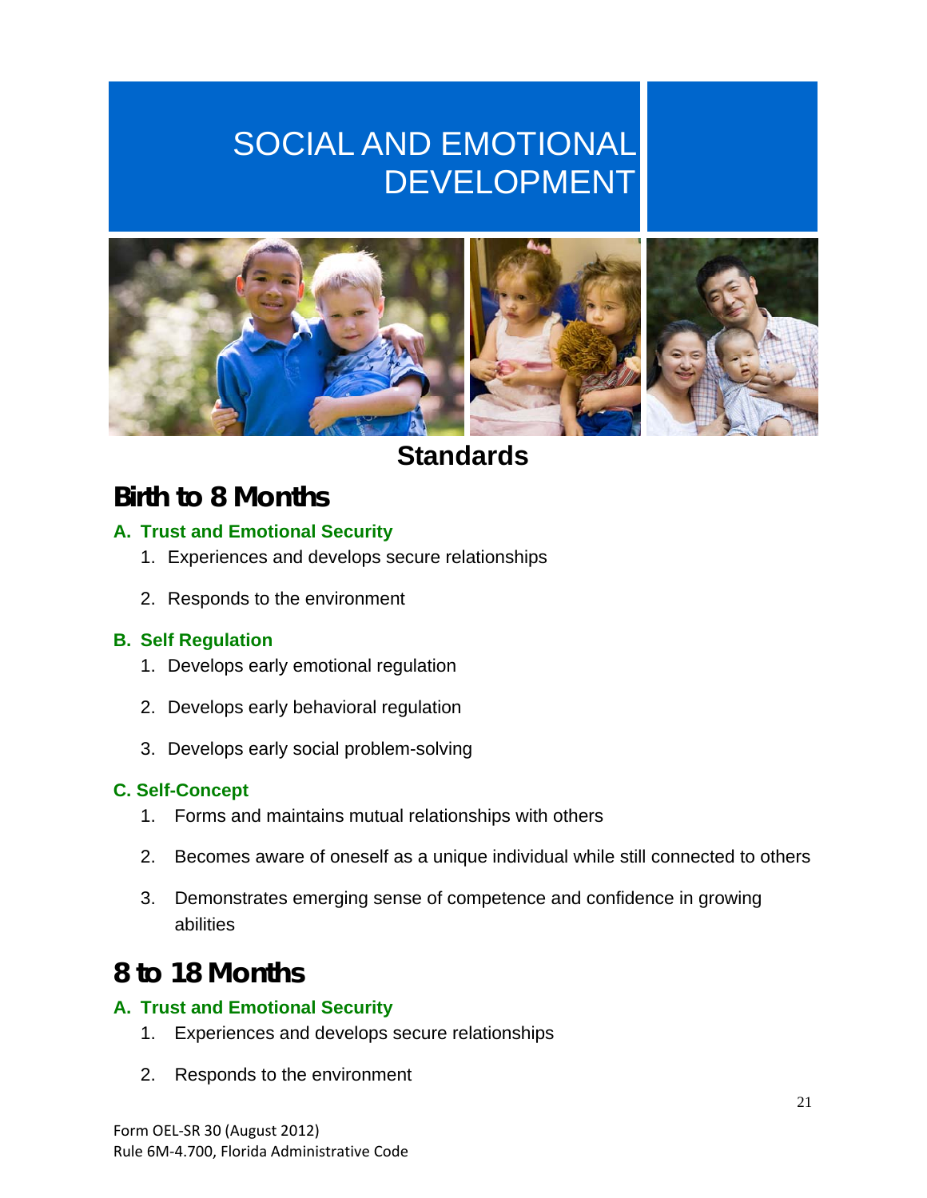# SOCIAL AND EMOTIONAL DEVELOPMENT

## Standards

## Birth to 8 Months

### A. Trust and Emotional Security

1. Experiences and develops secure relationships
2. Responds to the environment

### B. Self Regulation

1. Develops early emotional regulation
2. Develops early behavioral regulation
3. Develops early social problem-solving

### C. Self-Concept

1. Forms and maintains mutual relationships with others
2. Becomes aware of oneself as a unique individual while still connected to others
3. Demonstrates emerging sense of competence and confidence in growing abilities

## 8 to 18 Months

### A. Trust and Emotional Security

1. Experiences and develops secure relationships
2. Responds to the environment

Form OEL-SR 30 (August 2012)
Rule 6M-4.700, Florida Administrative Code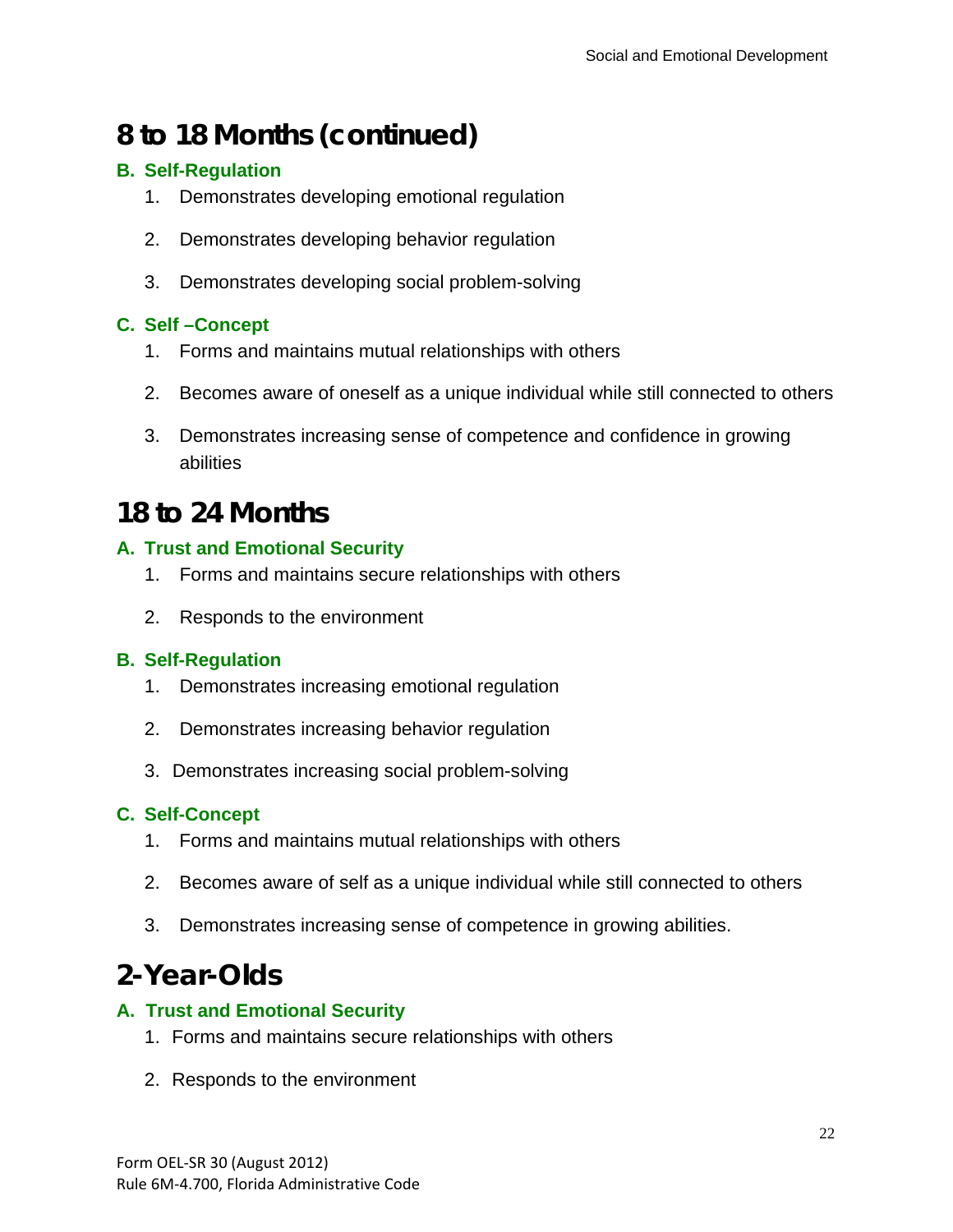# 8 to 18 Months (continued)

### B. Self-Regulation

1. Demonstrates developing emotional regulation
2. Demonstrates developing behavior regulation
3. Demonstrates developing social problem-solving

### C. Self –Concept

1. Forms and maintains mutual relationships with others
2. Becomes aware of oneself as a unique individual while still connected to others
3. Demonstrates increasing sense of competence and confidence in growing abilities

# 18 to 24 Months

### A. Trust and Emotional Security

1. Forms and maintains secure relationships with others
2. Responds to the environment

### B. Self-Regulation

1. Demonstrates increasing emotional regulation
2. Demonstrates increasing behavior regulation
3. Demonstrates increasing social problem-solving

### C. Self-Concept

1. Forms and maintains mutual relationships with others
2. Becomes aware of self as a unique individual while still connected to others
3. Demonstrates increasing sense of competence in growing abilities.

# 2-Year-Olds

### A. Trust and Emotional Security

1. Forms and maintains secure relationships with others
2. Responds to the environment

Form OEL-SR 30 (August 2012)
Rule 6M-4.700, Florida Administrative Code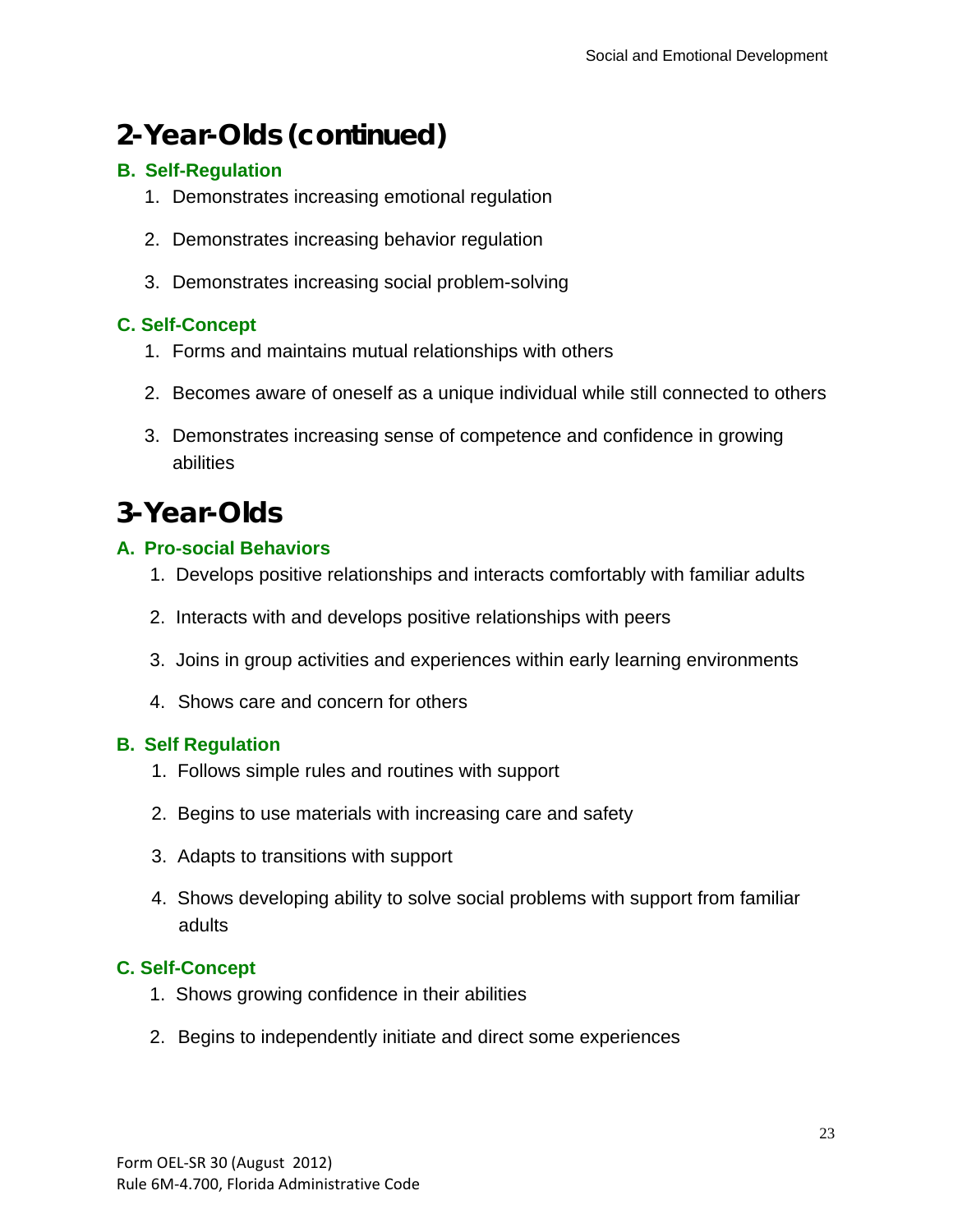## 2-Year-Olds (continued)

### B. Self-Regulation

1. Demonstrates increasing emotional regulation
2. Demonstrates increasing behavior regulation
3. Demonstrates increasing social problem-solving

### C. Self-Concept

1. Forms and maintains mutual relationships with others
2. Becomes aware of oneself as a unique individual while still connected to others
3. Demonstrates increasing sense of competence and confidence in growing abilities

## 3-Year-Olds

### A. Pro-social Behaviors

1. Develops positive relationships and interacts comfortably with familiar adults
2. Interacts with and develops positive relationships with peers
3. Joins in group activities and experiences within early learning environments
4. Shows care and concern for others

### B. Self Regulation

1. Follows simple rules and routines with support
2. Begins to use materials with increasing care and safety
3. Adapts to transitions with support
4. Shows developing ability to solve social problems with support from familiar adults

### C. Self-Concept

1. Shows growing confidence in their abilities
2. Begins to independently initiate and direct some experiences

Form OEL-SR 30 (August 2012)
Rule 6M-4.700, Florida Administrative Code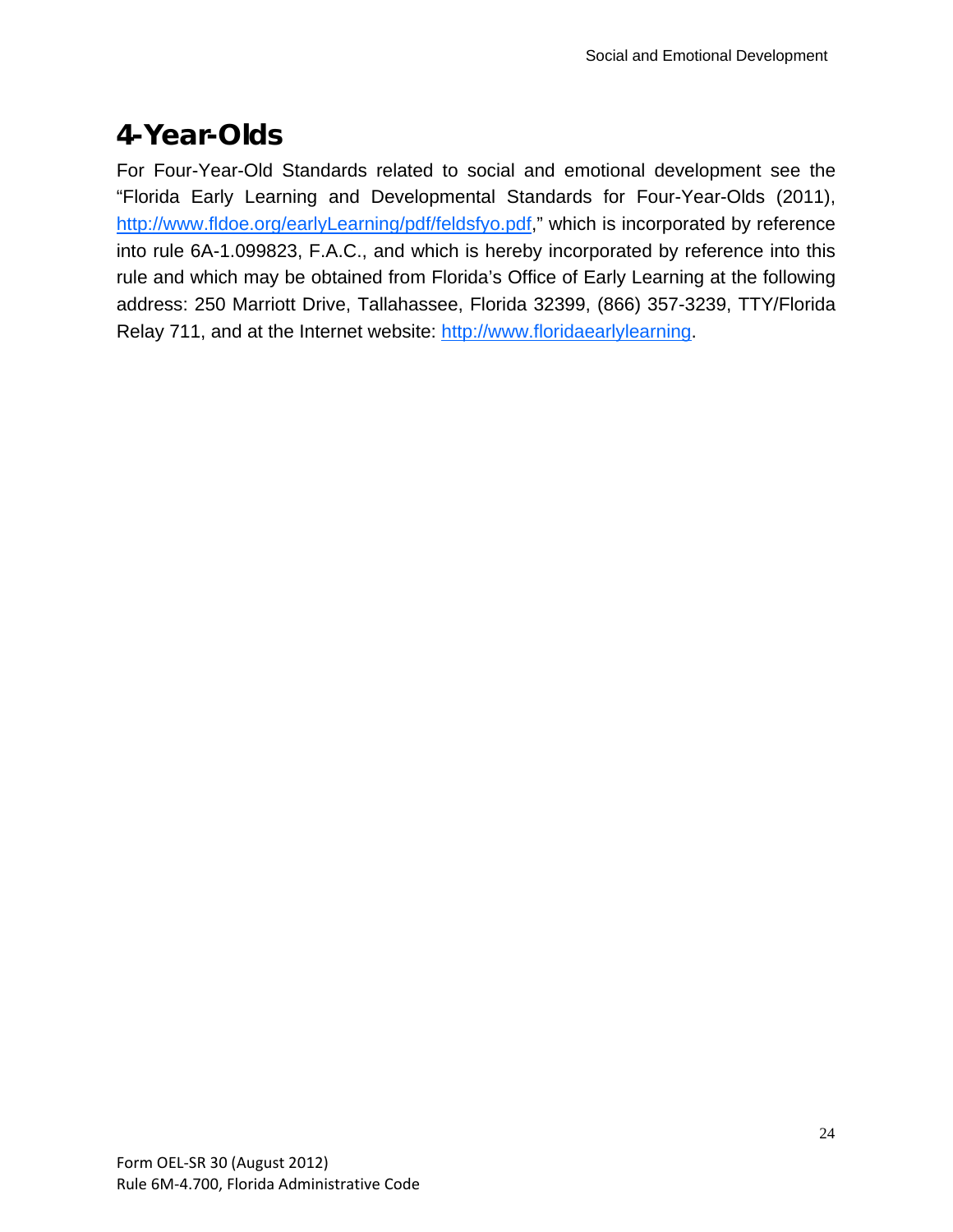# 4-Year-Olds

For Four-Year-Old Standards related to social and emotional development see the "Florida Early Learning and Developmental Standards for Four-Year-Olds (2011), http://www.fldoe.org/earlyLearning/pdf/feldsfyo.pdf," which is incorporated by reference into rule 6A-1.099823, F.A.C., and which is hereby incorporated by reference into this rule and which may be obtained from Florida's Office of Early Learning at the following address: 250 Marriott Drive, Tallahassee, Florida 32399, (866) 357-3239, TTY/Florida Relay 711, and at the Internet website: http://www.floridaearlylearning.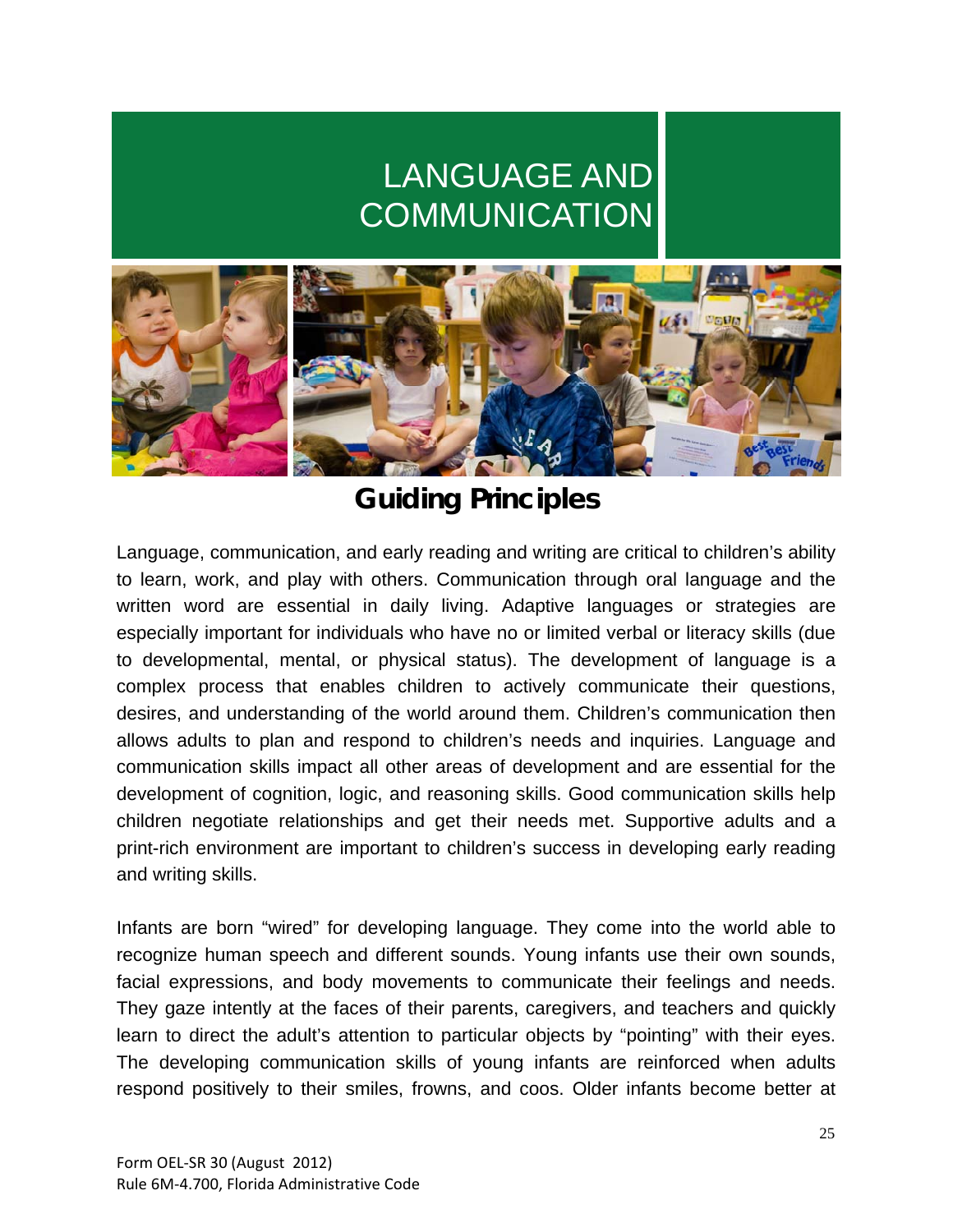# LANGUAGE AND COMMUNICATION

## Guiding Principles

Language, communication, and early reading and writing are critical to children's ability to learn, work, and play with others. Communication through oral language and the written word are essential in daily living. Adaptive languages or strategies are especially important for individuals who have no or limited verbal or literacy skills (due to developmental, mental, or physical status). The development of language is a complex process that enables children to actively communicate their questions, desires, and understanding of the world around them. Children's communication then allows adults to plan and respond to children's needs and inquiries. Language and communication skills impact all other areas of development and are essential for the development of cognition, logic, and reasoning skills. Good communication skills help children negotiate relationships and get their needs met. Supportive adults and a print-rich environment are important to children's success in developing early reading and writing skills.

Infants are born "wired" for developing language. They come into the world able to recognize human speech and different sounds. Young infants use their own sounds, facial expressions, and body movements to communicate their feelings and needs. They gaze intently at the faces of their parents, caregivers, and teachers and quickly learn to direct the adult's attention to particular objects by "pointing" with their eyes. The developing communication skills of young infants are reinforced when adults respond positively to their smiles, frowns, and coos. Older infants become better at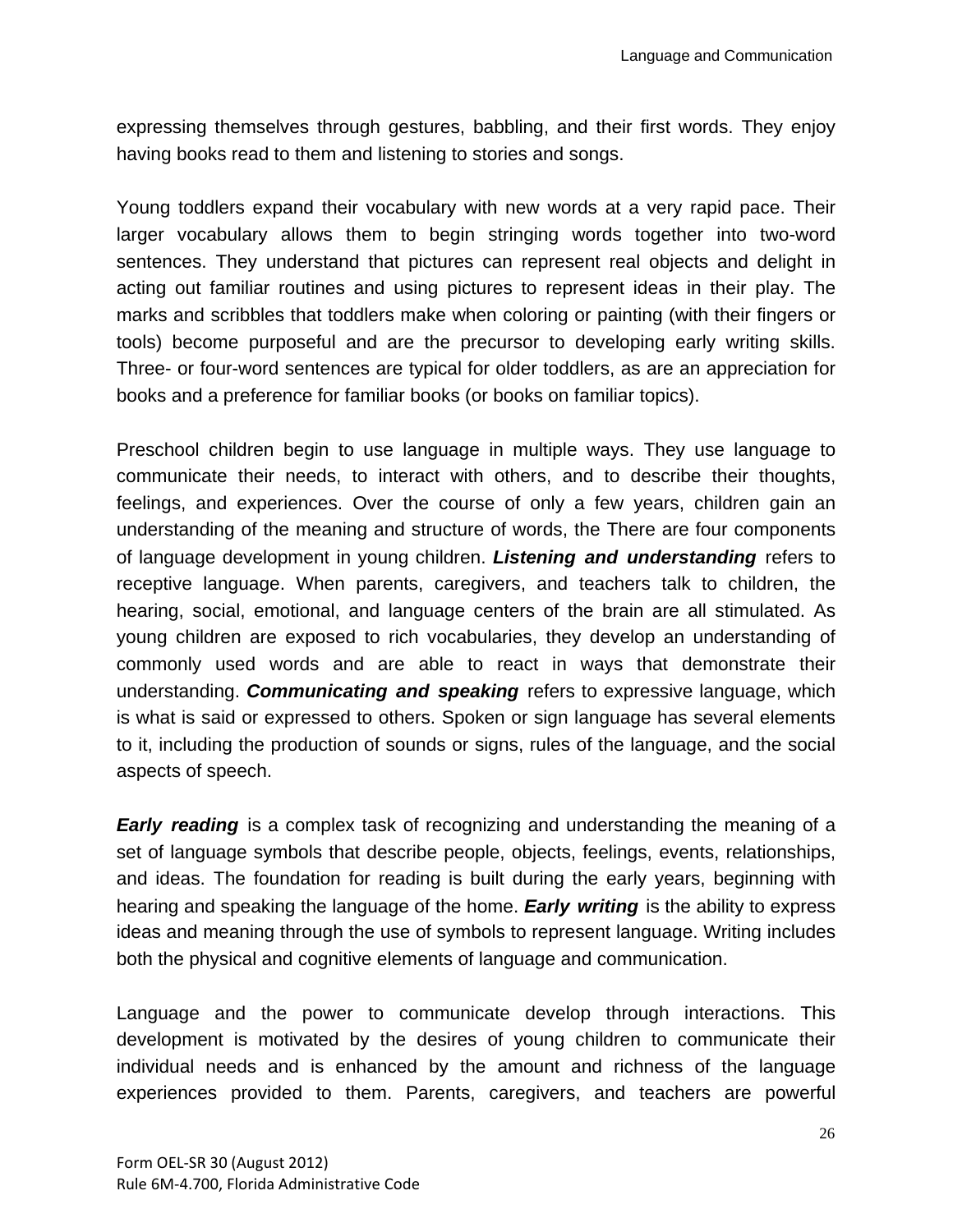expressing themselves through gestures, babbling, and their first words. They enjoy having books read to them and listening to stories and songs.

Young toddlers expand their vocabulary with new words at a very rapid pace. Their larger vocabulary allows them to begin stringing words together into two-word sentences. They understand that pictures can represent real objects and delight in acting out familiar routines and using pictures to represent ideas in their play. The marks and scribbles that toddlers make when coloring or painting (with their fingers or tools) become purposeful and are the precursor to developing early writing skills. Three- or four-word sentences are typical for older toddlers, as are an appreciation for books and a preference for familiar books (or books on familiar topics).

Preschool children begin to use language in multiple ways. They use language to communicate their needs, to interact with others, and to describe their thoughts, feelings, and experiences. Over the course of only a few years, children gain an understanding of the meaning and structure of words, the There are four components of language development in young children. ***Listening and understanding*** refers to receptive language. When parents, caregivers, and teachers talk to children, the hearing, social, emotional, and language centers of the brain are all stimulated. As young children are exposed to rich vocabularies, they develop an understanding of commonly used words and are able to react in ways that demonstrate their understanding. ***Communicating and speaking*** refers to expressive language, which is what is said or expressed to others. Spoken or sign language has several elements to it, including the production of sounds or signs, rules of the language, and the social aspects of speech.

***Early reading*** is a complex task of recognizing and understanding the meaning of a set of language symbols that describe people, objects, feelings, events, relationships, and ideas. The foundation for reading is built during the early years, beginning with hearing and speaking the language of the home. ***Early writing*** is the ability to express ideas and meaning through the use of symbols to represent language. Writing includes both the physical and cognitive elements of language and communication.

Language and the power to communicate develop through interactions. This development is motivated by the desires of young children to communicate their individual needs and is enhanced by the amount and richness of the language experiences provided to them. Parents, caregivers, and teachers are powerful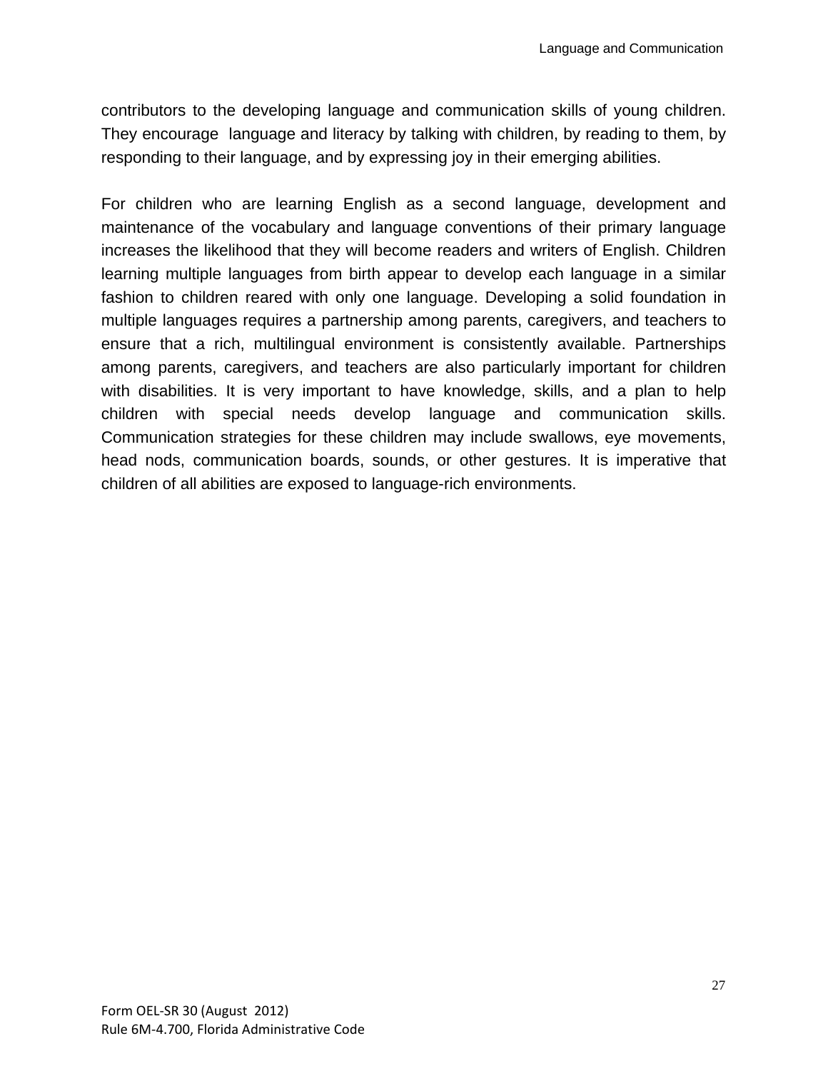contributors to the developing language and communication skills of young children. They encourage language and literacy by talking with children, by reading to them, by responding to their language, and by expressing joy in their emerging abilities.

For children who are learning English as a second language, development and maintenance of the vocabulary and language conventions of their primary language increases the likelihood that they will become readers and writers of English. Children learning multiple languages from birth appear to develop each language in a similar fashion to children reared with only one language. Developing a solid foundation in multiple languages requires a partnership among parents, caregivers, and teachers to ensure that a rich, multilingual environment is consistently available. Partnerships among parents, caregivers, and teachers are also particularly important for children with disabilities. It is very important to have knowledge, skills, and a plan to help children with special needs develop language and communication skills. Communication strategies for these children may include swallows, eye movements, head nods, communication boards, sounds, or other gestures. It is imperative that children of all abilities are exposed to language-rich environments.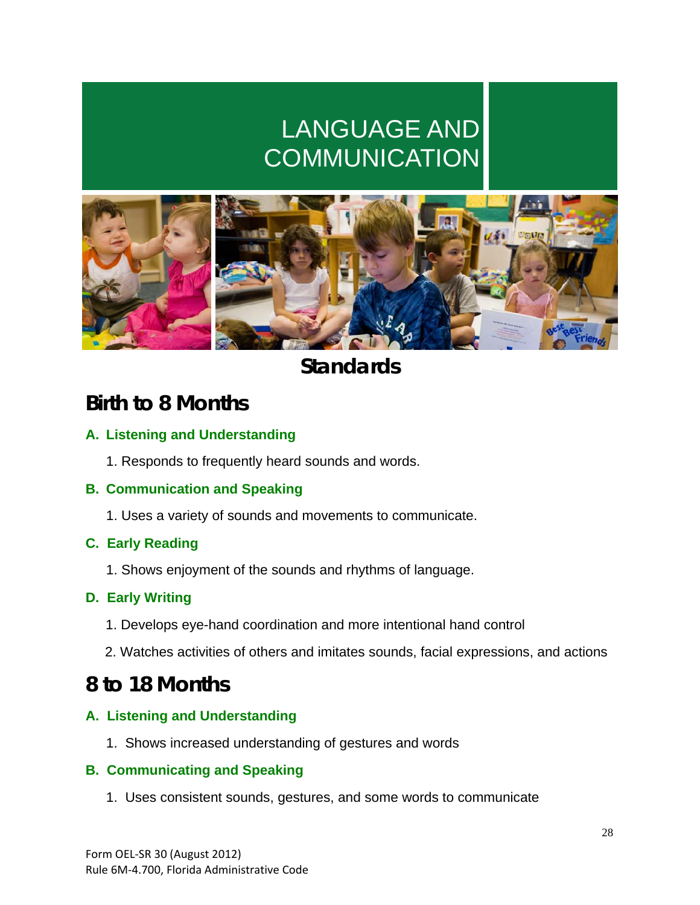# LANGUAGE AND COMMUNICATION

## Standards

## Birth to 8 Months

### A. Listening and Understanding

1. Responds to frequently heard sounds and words.

### B. Communication and Speaking

1. Uses a variety of sounds and movements to communicate.

### C. Early Reading

1. Shows enjoyment of the sounds and rhythms of language.

### D. Early Writing

1. Develops eye-hand coordination and more intentional hand control
2. Watches activities of others and imitates sounds, facial expressions, and actions

## 8 to 18 Months

### A. Listening and Understanding

1. Shows increased understanding of gestures and words

### B. Communicating and Speaking

1. Uses consistent sounds, gestures, and some words to communicate

Form OEL-SR 30 (August 2012)
Rule 6M-4.700, Florida Administrative Code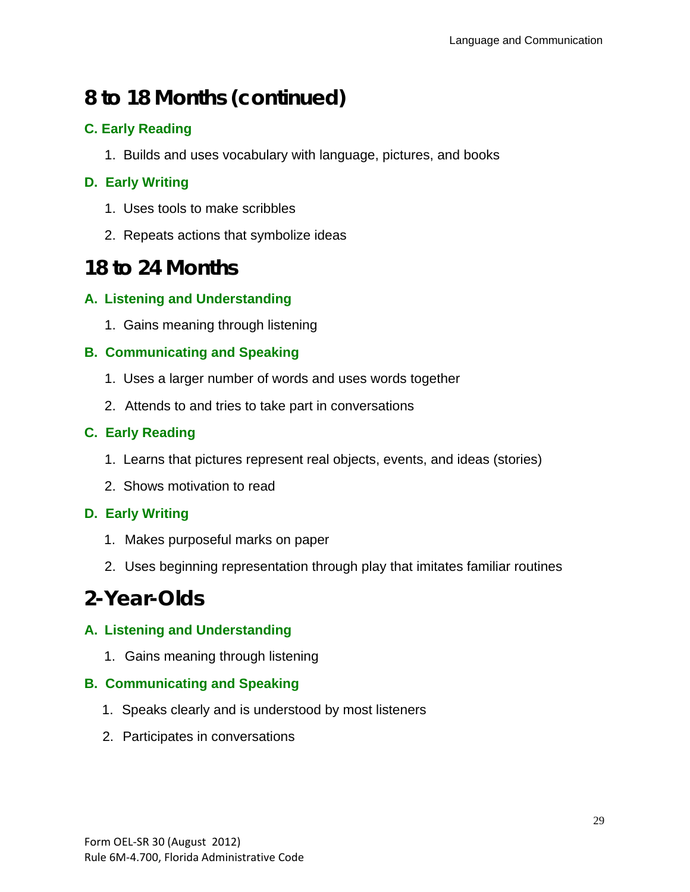# 8 to 18 Months (continued)

### C. Early Reading

1. Builds and uses vocabulary with language, pictures, and books

### D. Early Writing

1. Uses tools to make scribbles
2. Repeats actions that symbolize ideas

# 18 to 24 Months

### A. Listening and Understanding

1. Gains meaning through listening

### B. Communicating and Speaking

1. Uses a larger number of words and uses words together
2. Attends to and tries to take part in conversations

### C. Early Reading

1. Learns that pictures represent real objects, events, and ideas (stories)
2. Shows motivation to read

### D. Early Writing

1. Makes purposeful marks on paper
2. Uses beginning representation through play that imitates familiar routines

# 2-Year-Olds

### A. Listening and Understanding

1. Gains meaning through listening

### B. Communicating and Speaking

1. Speaks clearly and is understood by most listeners
2. Participates in conversations

Form OEL-SR 30 (August 2012)
Rule 6M-4.700, Florida Administrative Code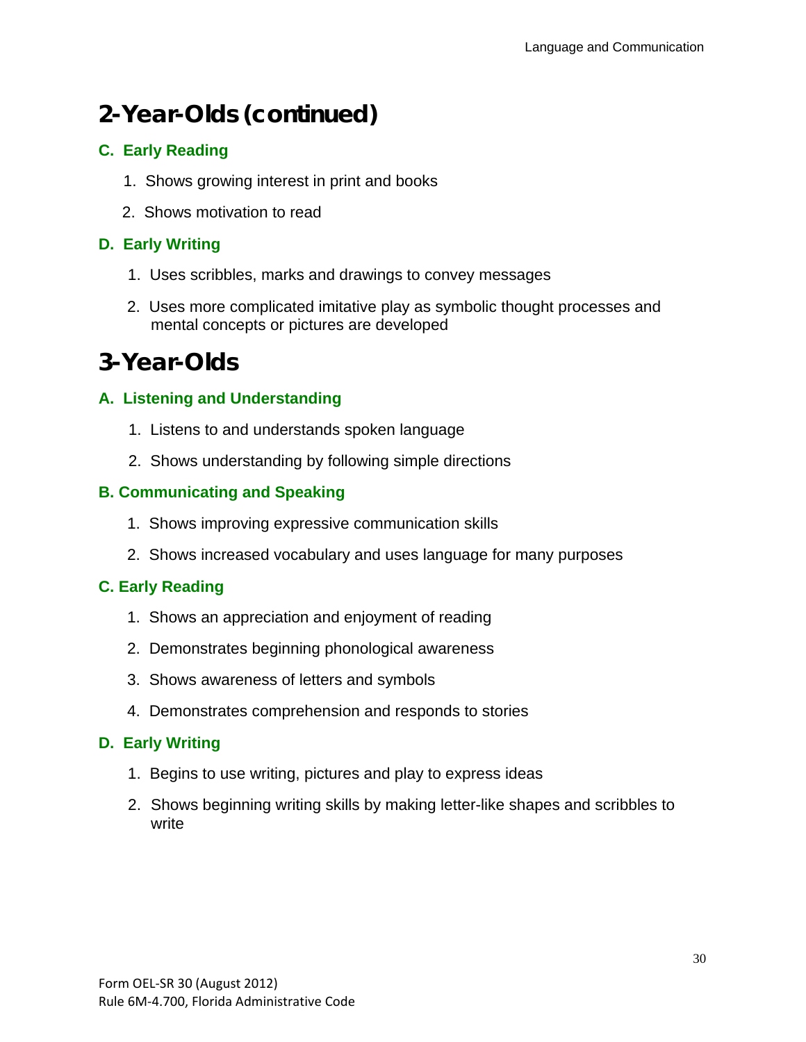# 2-Year-Olds (continued)

### C. Early Reading

1. Shows growing interest in print and books
2. Shows motivation to read

### D. Early Writing

1. Uses scribbles, marks and drawings to convey messages
2. Uses more complicated imitative play as symbolic thought processes and mental concepts or pictures are developed

# 3-Year-Olds

### A. Listening and Understanding

1. Listens to and understands spoken language
2. Shows understanding by following simple directions

### B. Communicating and Speaking

1. Shows improving expressive communication skills
2. Shows increased vocabulary and uses language for many purposes

### C. Early Reading

1. Shows an appreciation and enjoyment of reading
2. Demonstrates beginning phonological awareness
3. Shows awareness of letters and symbols
4. Demonstrates comprehension and responds to stories

### D. Early Writing

1. Begins to use writing, pictures and play to express ideas
2. Shows beginning writing skills by making letter-like shapes and scribbles to write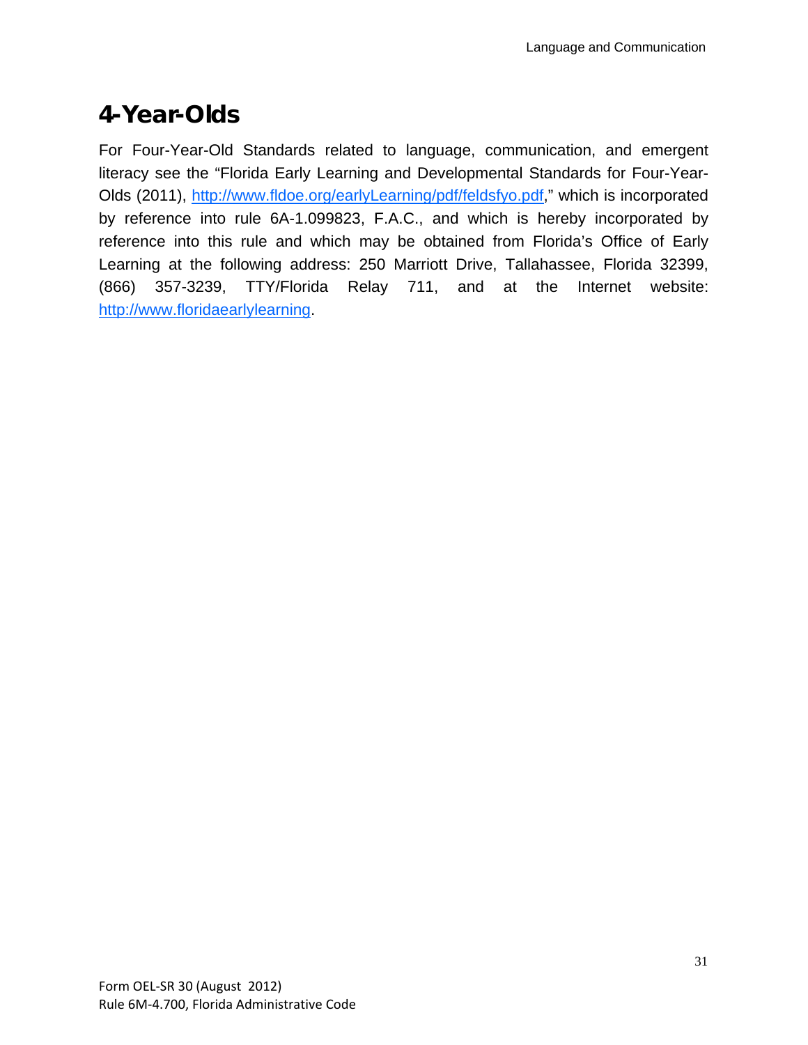# 4-Year-Olds

For Four-Year-Old Standards related to language, communication, and emergent literacy see the "Florida Early Learning and Developmental Standards for Four-Year-Olds (2011), http://www.fldoe.org/earlyLearning/pdf/feldsfyo.pdf," which is incorporated by reference into rule 6A-1.099823, F.A.C., and which is hereby incorporated by reference into this rule and which may be obtained from Florida's Office of Early Learning at the following address: 250 Marriott Drive, Tallahassee, Florida 32399, (866) 357-3239, TTY/Florida Relay 711, and at the Internet website: http://www.floridaearlylearning.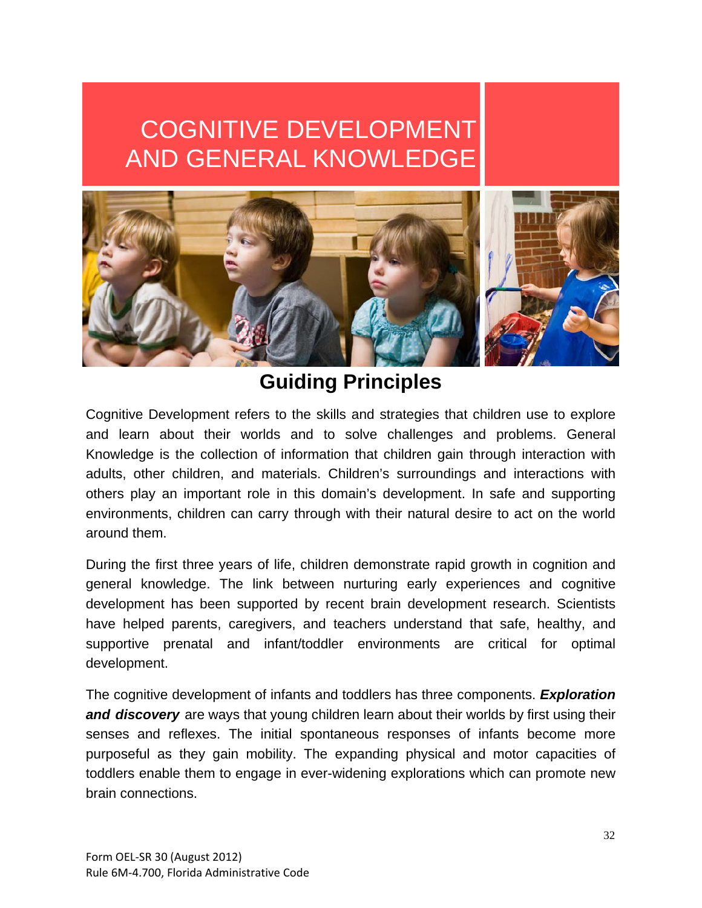# COGNITIVE DEVELOPMENT AND GENERAL KNOWLEDGE

## Guiding Principles

Cognitive Development refers to the skills and strategies that children use to explore and learn about their worlds and to solve challenges and problems. General Knowledge is the collection of information that children gain through interaction with adults, other children, and materials. Children's surroundings and interactions with others play an important role in this domain's development. In safe and supporting environments, children can carry through with their natural desire to act on the world around them.

During the first three years of life, children demonstrate rapid growth in cognition and general knowledge. The link between nurturing early experiences and cognitive development has been supported by recent brain development research. Scientists have helped parents, caregivers, and teachers understand that safe, healthy, and supportive prenatal and infant/toddler environments are critical for optimal development.

The cognitive development of infants and toddlers has three components. ***Exploration and discovery*** are ways that young children learn about their worlds by first using their senses and reflexes. The initial spontaneous responses of infants become more purposeful as they gain mobility. The expanding physical and motor capacities of toddlers enable them to engage in ever-widening explorations which can promote new brain connections.

Form OEL-SR 30 (August 2012)
Rule 6M-4.700, Florida Administrative Code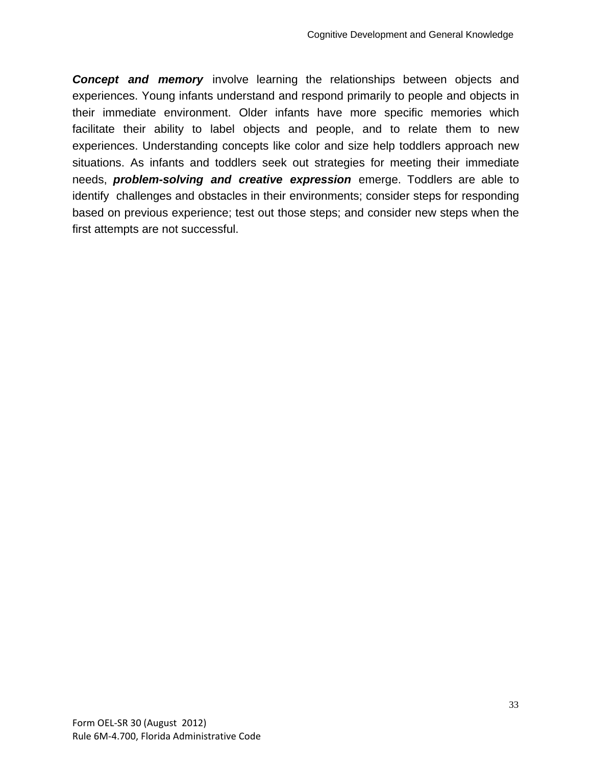***Concept and memory*** involve learning the relationships between objects and experiences. Young infants understand and respond primarily to people and objects in their immediate environment. Older infants have more specific memories which facilitate their ability to label objects and people, and to relate them to new experiences. Understanding concepts like color and size help toddlers approach new situations. As infants and toddlers seek out strategies for meeting their immediate needs, ***problem-solving and creative expression*** emerge. Toddlers are able to identify challenges and obstacles in their environments; consider steps for responding based on previous experience; test out those steps; and consider new steps when the first attempts are not successful.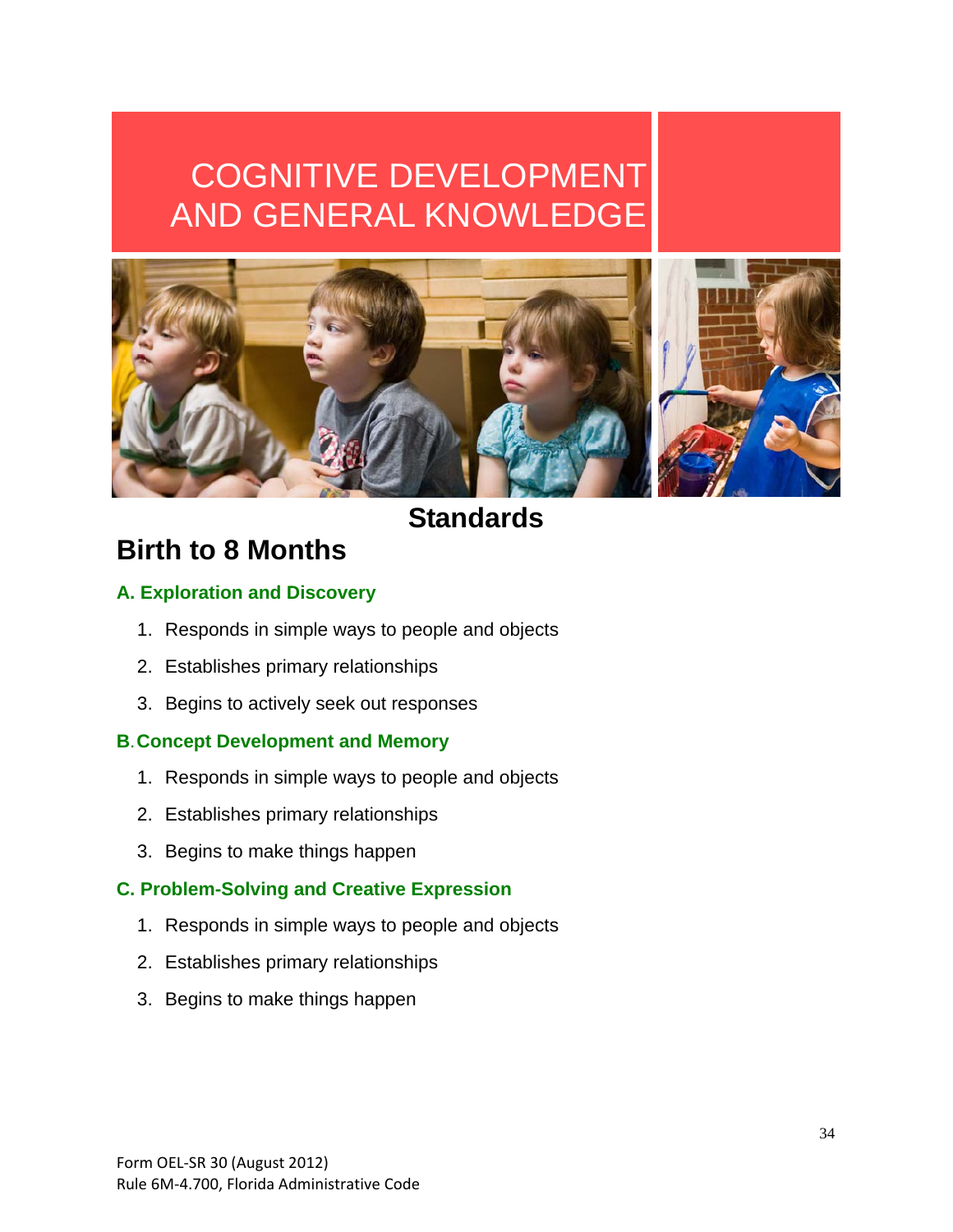# COGNITIVE DEVELOPMENT AND GENERAL KNOWLEDGE

## Standards

## Birth to 8 Months

### A. Exploration and Discovery

1. Responds in simple ways to people and objects
2. Establishes primary relationships
3. Begins to actively seek out responses

### B. Concept Development and Memory

1. Responds in simple ways to people and objects
2. Establishes primary relationships
3. Begins to make things happen

### C. Problem-Solving and Creative Expression

1. Responds in simple ways to people and objects
2. Establishes primary relationships
3. Begins to make things happen

Form OEL-SR 30 (August 2012)
Rule 6M-4.700, Florida Administrative Code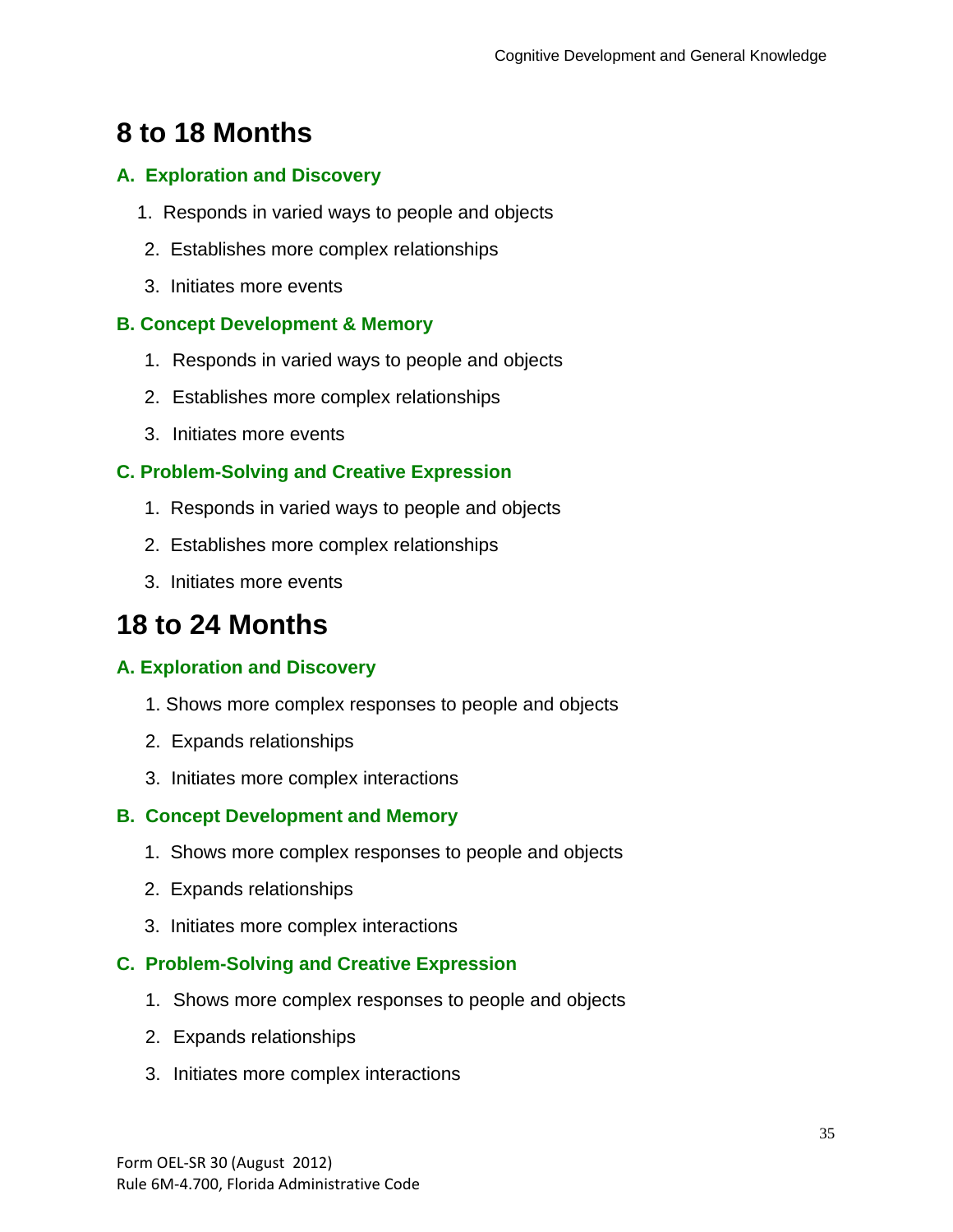## 8 to 18 Months

### A. Exploration and Discovery

1. Responds in varied ways to people and objects
2. Establishes more complex relationships
3. Initiates more events

### B. Concept Development & Memory

1. Responds in varied ways to people and objects
2. Establishes more complex relationships
3. Initiates more events

### C. Problem-Solving and Creative Expression

1. Responds in varied ways to people and objects
2. Establishes more complex relationships
3. Initiates more events

## 18 to 24 Months

### A. Exploration and Discovery

1. Shows more complex responses to people and objects
2. Expands relationships
3. Initiates more complex interactions

### B. Concept Development and Memory

1. Shows more complex responses to people and objects
2. Expands relationships
3. Initiates more complex interactions

### C. Problem-Solving and Creative Expression

1. Shows more complex responses to people and objects
2. Expands relationships
3. Initiates more complex interactions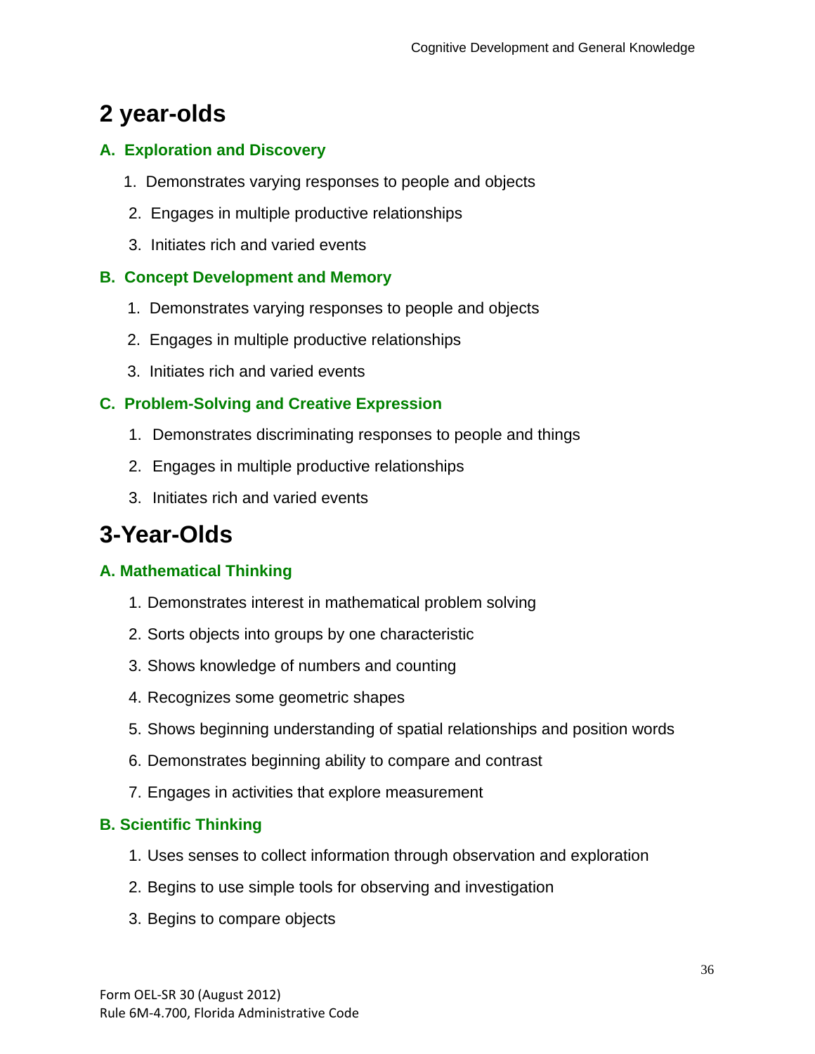# 2 year-olds

### A. Exploration and Discovery

1. Demonstrates varying responses to people and objects
2. Engages in multiple productive relationships
3. Initiates rich and varied events

### B. Concept Development and Memory

1. Demonstrates varying responses to people and objects
2. Engages in multiple productive relationships
3. Initiates rich and varied events

### C. Problem-Solving and Creative Expression

1. Demonstrates discriminating responses to people and things
2. Engages in multiple productive relationships
3. Initiates rich and varied events

# 3-Year-Olds

### A. Mathematical Thinking

1. Demonstrates interest in mathematical problem solving
2. Sorts objects into groups by one characteristic
3. Shows knowledge of numbers and counting
4. Recognizes some geometric shapes
5. Shows beginning understanding of spatial relationships and position words
6. Demonstrates beginning ability to compare and contrast
7. Engages in activities that explore measurement

### B. Scientific Thinking

1. Uses senses to collect information through observation and exploration
2. Begins to use simple tools for observing and investigation
3. Begins to compare objects

Form OEL-SR 30 (August 2012)
Rule 6M-4.700, Florida Administrative Code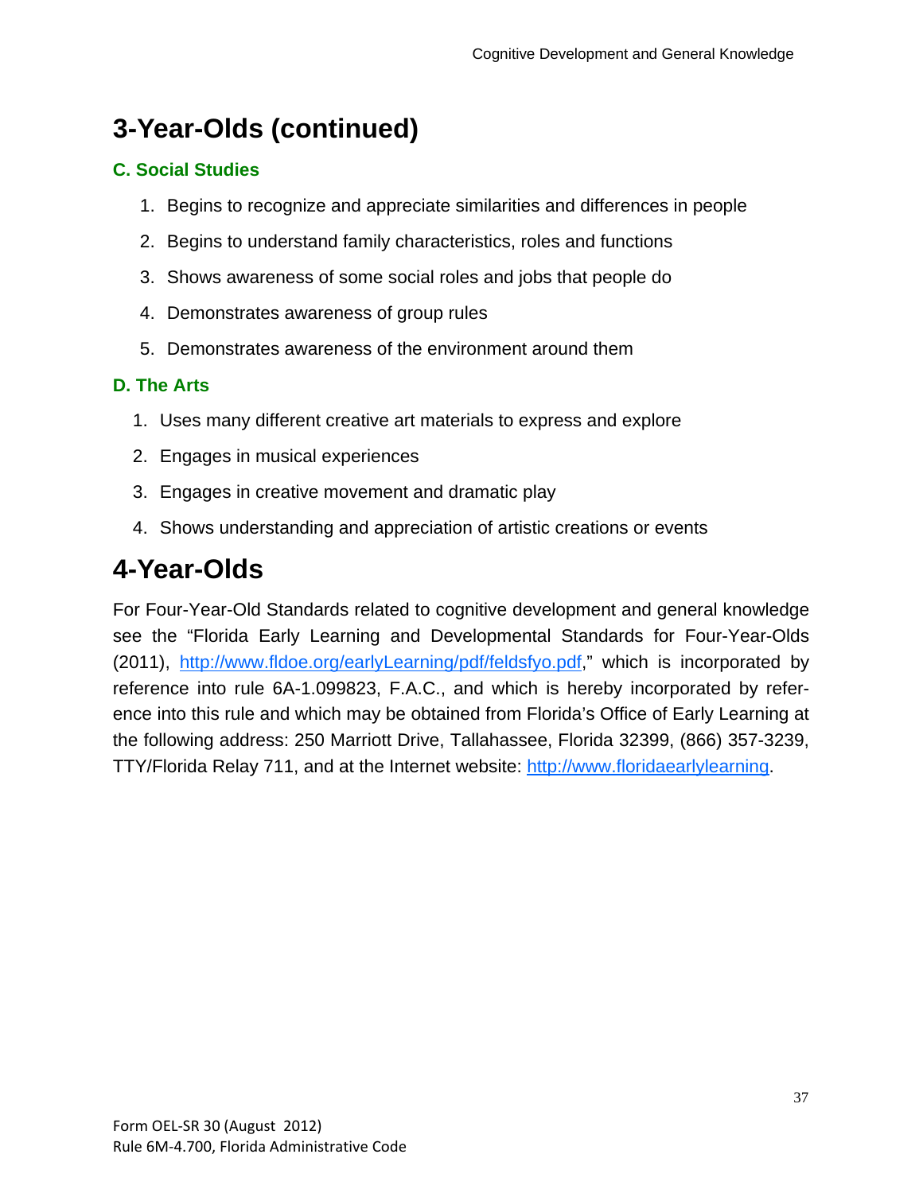# 3-Year-Olds (continued)

### C. Social Studies

1. Begins to recognize and appreciate similarities and differences in people
2. Begins to understand family characteristics, roles and functions
3. Shows awareness of some social roles and jobs that people do
4. Demonstrates awareness of group rules
5. Demonstrates awareness of the environment around them

### D. The Arts

1. Uses many different creative art materials to express and explore
2. Engages in musical experiences
3. Engages in creative movement and dramatic play
4. Shows understanding and appreciation of artistic creations or events

# 4-Year-Olds

For Four-Year-Old Standards related to cognitive development and general knowledge see the "Florida Early Learning and Developmental Standards for Four-Year-Olds (2011), http://www.fldoe.org/earlyLearning/pdf/feldsfyo.pdf," which is incorporated by reference into rule 6A-1.099823, F.A.C., and which is hereby incorporated by reference into this rule and which may be obtained from Florida's Office of Early Learning at the following address: 250 Marriott Drive, Tallahassee, Florida 32399, (866) 357-3239, TTY/Florida Relay 711, and at the Internet website: http://www.floridaearlylearning.

Form OEL-SR 30 (August 2012)
Rule 6M-4.700, Florida Administrative Code